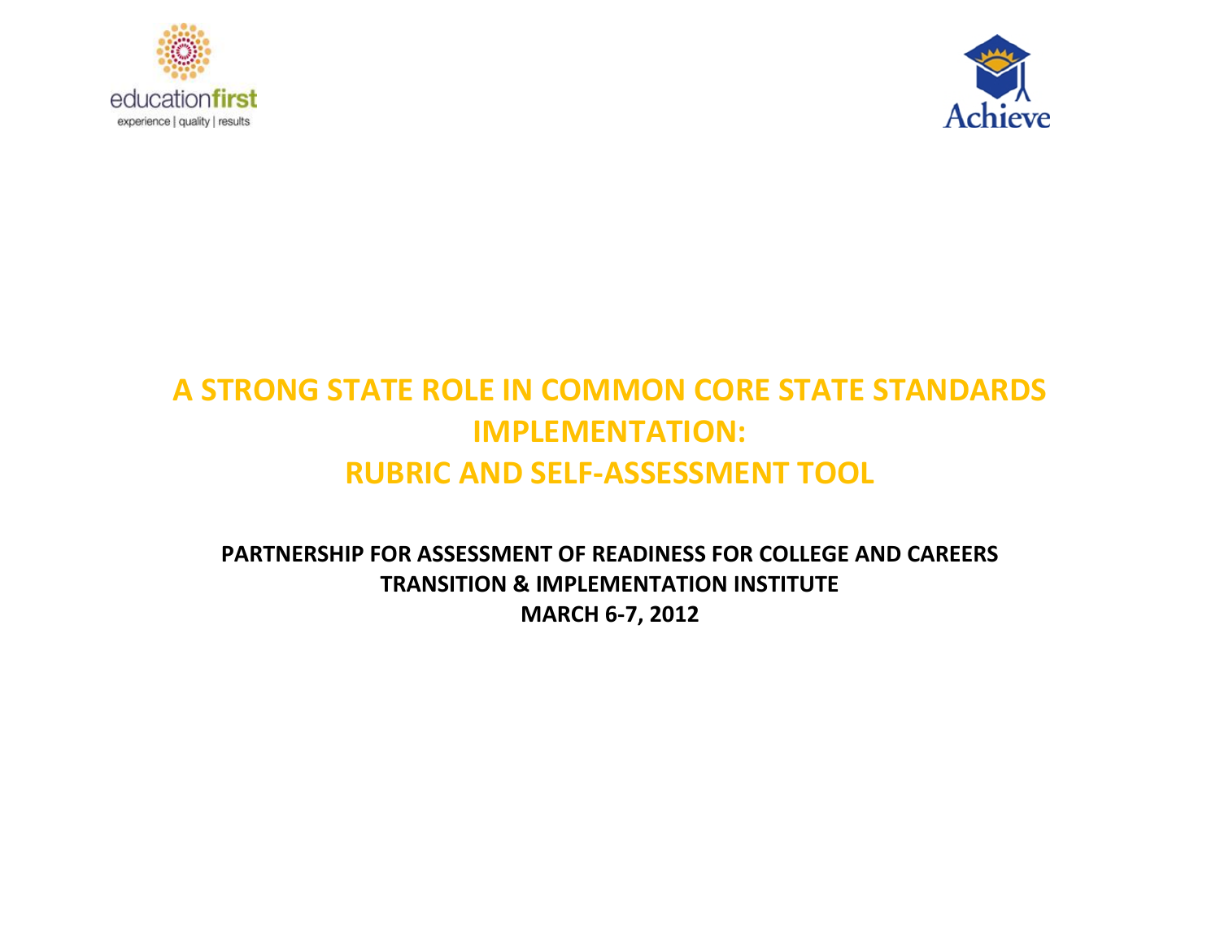# A STRONG STATE ROLE IN COMMON CORE STATE STANDARDS IMPLEMENTATION: RUBRIC AND SELF-ASSESSMENT TOOL

**PARTNERSHIP FOR ASSESSMENT OF READINESS FOR COLLEGE AND CAREERS**
**TRANSITION & IMPLEMENTATION INSTITUTE**
**MARCH 6-7, 2012**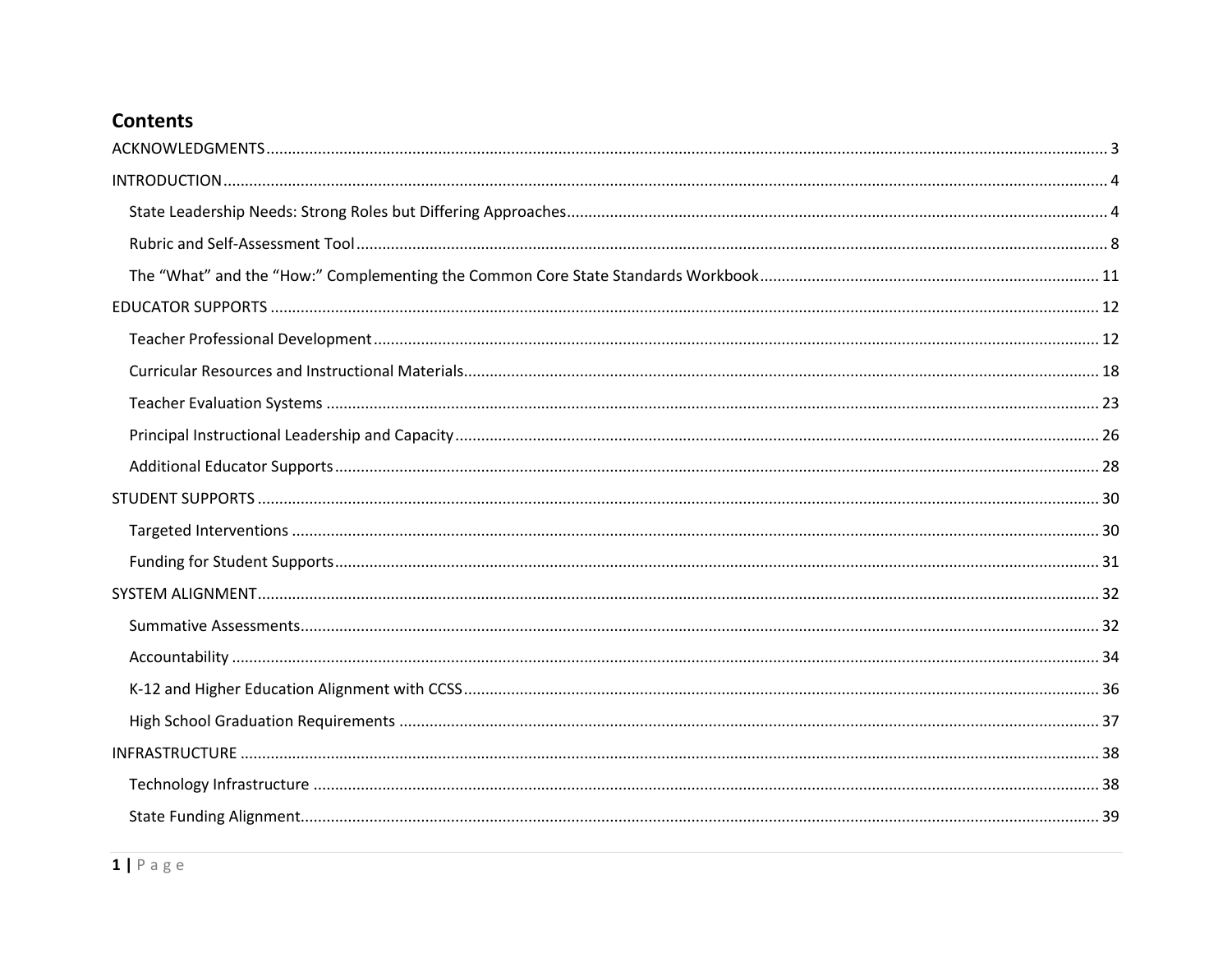# Contents

ACKNOWLEDGMENTS ........................................................ 3

INTRODUCTION ........................................................ 4

- State Leadership Needs: Strong Roles but Differing Approaches ........................................................ 4
- Rubric and Self-Assessment Tool ........................................................ 8
- The "What" and the "How:" Complementing the Common Core State Standards Workbook ........................................................ 11

EDUCATOR SUPPORTS ........................................................ 12

- Teacher Professional Development ........................................................ 12
- Curricular Resources and Instructional Materials ........................................................ 18
- Teacher Evaluation Systems ........................................................ 23
- Principal Instructional Leadership and Capacity ........................................................ 26
- Additional Educator Supports ........................................................ 28

STUDENT SUPPORTS ........................................................ 30

- Targeted Interventions ........................................................ 30
- Funding for Student Supports ........................................................ 31

SYSTEM ALIGNMENT ........................................................ 32

- Summative Assessments ........................................................ 32
- Accountability ........................................................ 34
- K-12 and Higher Education Alignment with CCSS ........................................................ 36
- High School Graduation Requirements ........................................................ 37

INFRASTRUCTURE ........................................................ 38

- Technology Infrastructure ........................................................ 38
- State Funding Alignment ........................................................ 39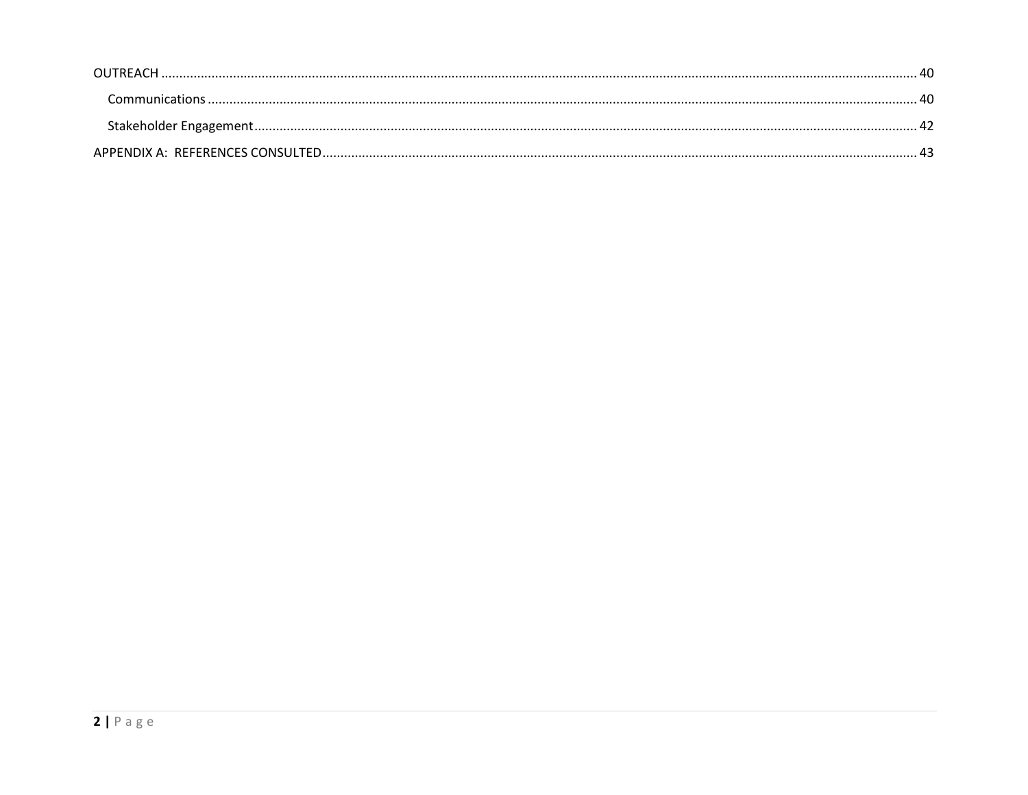OUTREACH ........................................................................................................ 40

Communications ........................................................................................................ 40

Stakeholder Engagement ........................................................................................................ 42

APPENDIX A: REFERENCES CONSULTED ........................................................................................................ 43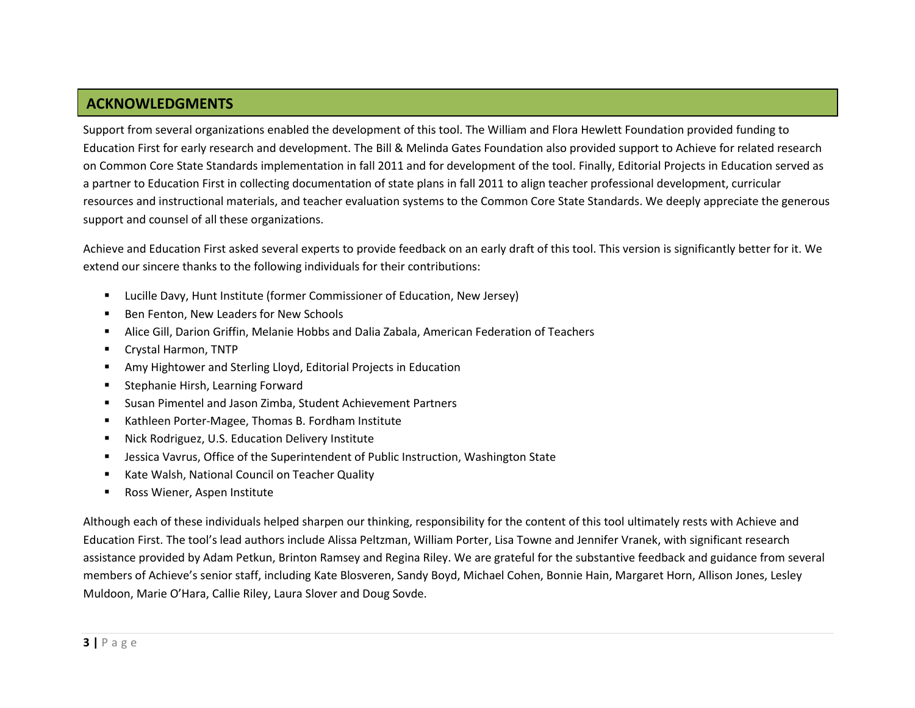## ACKNOWLEDGMENTS

Support from several organizations enabled the development of this tool. The William and Flora Hewlett Foundation provided funding to Education First for early research and development. The Bill & Melinda Gates Foundation also provided support to Achieve for related research on Common Core State Standards implementation in fall 2011 and for development of the tool. Finally, Editorial Projects in Education served as a partner to Education First in collecting documentation of state plans in fall 2011 to align teacher professional development, curricular resources and instructional materials, and teacher evaluation systems to the Common Core State Standards. We deeply appreciate the generous support and counsel of all these organizations.

Achieve and Education First asked several experts to provide feedback on an early draft of this tool. This version is significantly better for it. We extend our sincere thanks to the following individuals for their contributions:

- Lucille Davy, Hunt Institute (former Commissioner of Education, New Jersey)
- Ben Fenton, New Leaders for New Schools
- Alice Gill, Darion Griffin, Melanie Hobbs and Dalia Zabala, American Federation of Teachers
- Crystal Harmon, TNTP
- Amy Hightower and Sterling Lloyd, Editorial Projects in Education
- Stephanie Hirsh, Learning Forward
- Susan Pimentel and Jason Zimba, Student Achievement Partners
- Kathleen Porter-Magee, Thomas B. Fordham Institute
- Nick Rodriguez, U.S. Education Delivery Institute
- Jessica Vavrus, Office of the Superintendent of Public Instruction, Washington State
- Kate Walsh, National Council on Teacher Quality
- Ross Wiener, Aspen Institute

Although each of these individuals helped sharpen our thinking, responsibility for the content of this tool ultimately rests with Achieve and Education First. The tool's lead authors include Alissa Peltzman, William Porter, Lisa Towne and Jennifer Vranek, with significant research assistance provided by Adam Petkun, Brinton Ramsey and Regina Riley. We are grateful for the substantive feedback and guidance from several members of Achieve's senior staff, including Kate Blosveren, Sandy Boyd, Michael Cohen, Bonnie Hain, Margaret Horn, Allison Jones, Lesley Muldoon, Marie O'Hara, Callie Riley, Laura Slover and Doug Sovde.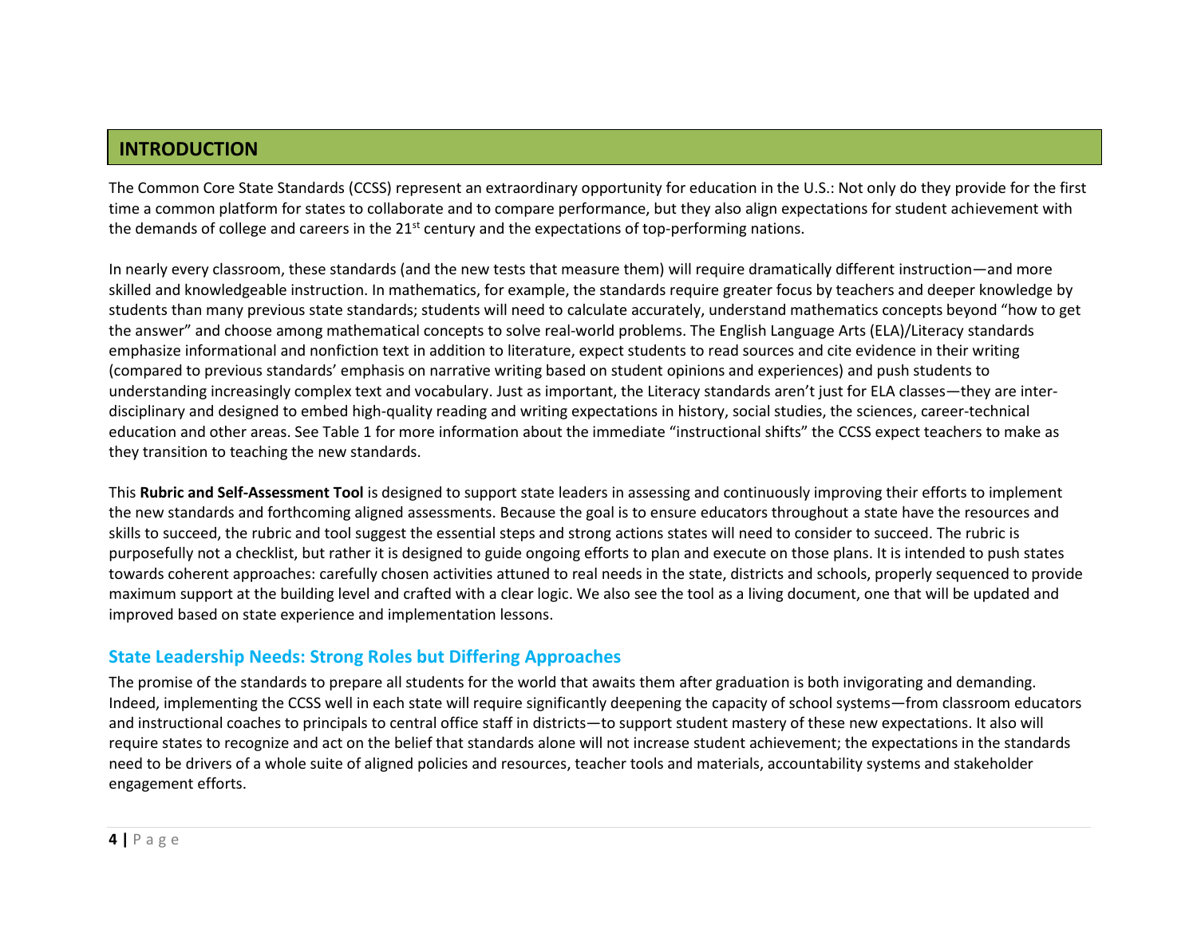## INTRODUCTION

The Common Core State Standards (CCSS) represent an extraordinary opportunity for education in the U.S.: Not only do they provide for the first time a common platform for states to collaborate and to compare performance, but they also align expectations for student achievement with the demands of college and careers in the 21st century and the expectations of top-performing nations.

In nearly every classroom, these standards (and the new tests that measure them) will require dramatically different instruction—and more skilled and knowledgeable instruction. In mathematics, for example, the standards require greater focus by teachers and deeper knowledge by students than many previous state standards; students will need to calculate accurately, understand mathematics concepts beyond "how to get the answer" and choose among mathematical concepts to solve real-world problems. The English Language Arts (ELA)/Literacy standards emphasize informational and nonfiction text in addition to literature, expect students to read sources and cite evidence in their writing (compared to previous standards' emphasis on narrative writing based on student opinions and experiences) and push students to understanding increasingly complex text and vocabulary. Just as important, the Literacy standards aren't just for ELA classes—they are inter-disciplinary and designed to embed high-quality reading and writing expectations in history, social studies, the sciences, career-technical education and other areas. See Table 1 for more information about the immediate "instructional shifts" the CCSS expect teachers to make as they transition to teaching the new standards.

This **Rubric and Self-Assessment Tool** is designed to support state leaders in assessing and continuously improving their efforts to implement the new standards and forthcoming aligned assessments. Because the goal is to ensure educators throughout a state have the resources and skills to succeed, the rubric and tool suggest the essential steps and strong actions states will need to consider to succeed. The rubric is purposefully not a checklist, but rather it is designed to guide ongoing efforts to plan and execute on those plans. It is intended to push states towards coherent approaches: carefully chosen activities attuned to real needs in the state, districts and schools, properly sequenced to provide maximum support at the building level and crafted with a clear logic. We also see the tool as a living document, one that will be updated and improved based on state experience and implementation lessons.

### State Leadership Needs: Strong Roles but Differing Approaches

The promise of the standards to prepare all students for the world that awaits them after graduation is both invigorating and demanding. Indeed, implementing the CCSS well in each state will require significantly deepening the capacity of school systems—from classroom educators and instructional coaches to principals to central office staff in districts—to support student mastery of these new expectations. It also will require states to recognize and act on the belief that standards alone will not increase student achievement; the expectations in the standards need to be drivers of a whole suite of aligned policies and resources, teacher tools and materials, accountability systems and stakeholder engagement efforts.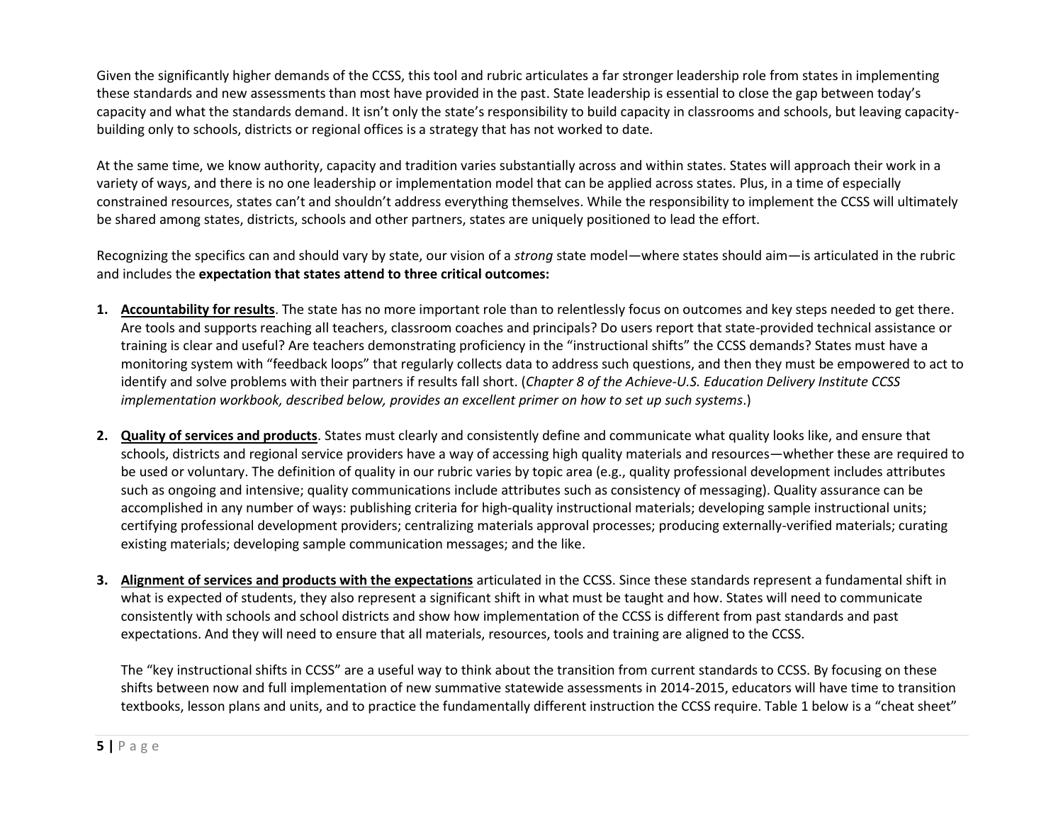Given the significantly higher demands of the CCSS, this tool and rubric articulates a far stronger leadership role from states in implementing these standards and new assessments than most have provided in the past. State leadership is essential to close the gap between today's capacity and what the standards demand. It isn't only the state's responsibility to build capacity in classrooms and schools, but leaving capacity-building only to schools, districts or regional offices is a strategy that has not worked to date.

At the same time, we know authority, capacity and tradition varies substantially across and within states. States will approach their work in a variety of ways, and there is no one leadership or implementation model that can be applied across states. Plus, in a time of especially constrained resources, states can't and shouldn't address everything themselves. While the responsibility to implement the CCSS will ultimately be shared among states, districts, schools and other partners, states are uniquely positioned to lead the effort.

Recognizing the specifics can and should vary by state, our vision of a *strong* state model—where states should aim—is articulated in the rubric and includes the **expectation that states attend to three critical outcomes:**

1. **Accountability for results**. The state has no more important role than to relentlessly focus on outcomes and key steps needed to get there. Are tools and supports reaching all teachers, classroom coaches and principals? Do users report that state-provided technical assistance or training is clear and useful? Are teachers demonstrating proficiency in the "instructional shifts" the CCSS demands? States must have a monitoring system with "feedback loops" that regularly collects data to address such questions, and then they must be empowered to act to identify and solve problems with their partners if results fall short. (*Chapter 8 of the Achieve-U.S. Education Delivery Institute CCSS implementation workbook, described below, provides an excellent primer on how to set up such systems*.)

2. **Quality of services and products**. States must clearly and consistently define and communicate what quality looks like, and ensure that schools, districts and regional service providers have a way of accessing high quality materials and resources—whether these are required to be used or voluntary. The definition of quality in our rubric varies by topic area (e.g., quality professional development includes attributes such as ongoing and intensive; quality communications include attributes such as consistency of messaging). Quality assurance can be accomplished in any number of ways: publishing criteria for high-quality instructional materials; developing sample instructional units; certifying professional development providers; centralizing materials approval processes; producing externally-verified materials; curating existing materials; developing sample communication messages; and the like.

3. **Alignment of services and products with the expectations** articulated in the CCSS. Since these standards represent a fundamental shift in what is expected of students, they also represent a significant shift in what must be taught and how. States will need to communicate consistently with schools and school districts and show how implementation of the CCSS is different from past standards and past expectations. And they will need to ensure that all materials, resources, tools and training are aligned to the CCSS.

   The "key instructional shifts in CCSS" are a useful way to think about the transition from current standards to CCSS. By focusing on these shifts between now and full implementation of new summative statewide assessments in 2014-2015, educators will have time to transition textbooks, lesson plans and units, and to practice the fundamentally different instruction the CCSS require. Table 1 below is a "cheat sheet"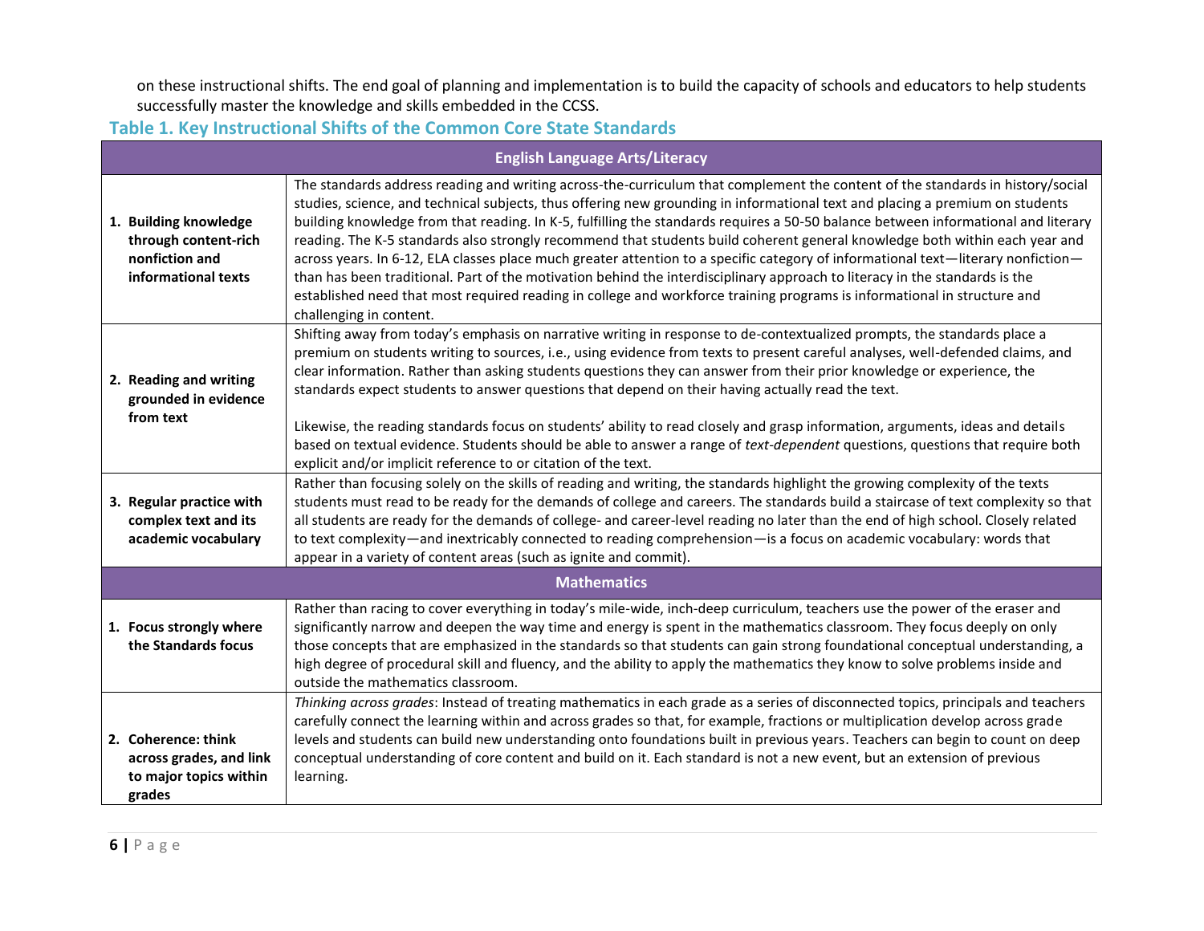on these instructional shifts. The end goal of planning and implementation is to build the capacity of schools and educators to help students successfully master the knowledge and skills embedded in the CCSS.

### Table 1. Key Instructional Shifts of the Common Core State Standards

| English Language Arts/Literacy | |
|---|---|
| **1. Building knowledge through content-rich nonfiction and informational texts** | The standards address reading and writing across-the-curriculum that complement the content of the standards in history/social studies, science, and technical subjects, thus offering new grounding in informational text and placing a premium on students building knowledge from that reading. In K-5, fulfilling the standards requires a 50-50 balance between informational and literary reading. The K-5 standards also strongly recommend that students build coherent general knowledge both within each year and across years. In 6-12, ELA classes place much greater attention to a specific category of informational text—literary nonfiction—than has been traditional. Part of the motivation behind the interdisciplinary approach to literacy in the standards is the established need that most required reading in college and workforce training programs is informational in structure and challenging in content. |
| **2. Reading and writing grounded in evidence from text** | Shifting away from today's emphasis on narrative writing in response to de-contextualized prompts, the standards place a premium on students writing to sources, i.e., using evidence from texts to present careful analyses, well-defended claims, and clear information. Rather than asking students questions they can answer from their prior knowledge or experience, the standards expect students to answer questions that depend on their having actually read the text.<br><br>Likewise, the reading standards focus on students' ability to read closely and grasp information, arguments, ideas and details based on textual evidence. Students should be able to answer a range of *text-dependent* questions, questions that require both explicit and/or implicit reference to or citation of the text. |
| **3. Regular practice with complex text and its academic vocabulary** | Rather than focusing solely on the skills of reading and writing, the standards highlight the growing complexity of the texts students must read to be ready for the demands of college and careers. The standards build a staircase of text complexity so that all students are ready for the demands of college- and career-level reading no later than the end of high school. Closely related to text complexity—and inextricably connected to reading comprehension—is a focus on academic vocabulary: words that appear in a variety of content areas (such as ignite and commit). |
| **Mathematics** | |
| **1. Focus strongly where the Standards focus** | Rather than racing to cover everything in today's mile-wide, inch-deep curriculum, teachers use the power of the eraser and significantly narrow and deepen the way time and energy is spent in the mathematics classroom. They focus deeply on only those concepts that are emphasized in the standards so that students can gain strong foundational conceptual understanding, a high degree of procedural skill and fluency, and the ability to apply the mathematics they know to solve problems inside and outside the mathematics classroom. |
| **2. Coherence: think across grades, and link to major topics within grades** | *Thinking across grades*: Instead of treating mathematics in each grade as a series of disconnected topics, principals and teachers carefully connect the learning within and across grades so that, for example, fractions or multiplication develop across grade levels and students can build new understanding onto foundations built in previous years. Teachers can begin to count on deep conceptual understanding of core content and build on it. Each standard is not a new event, but an extension of previous learning. |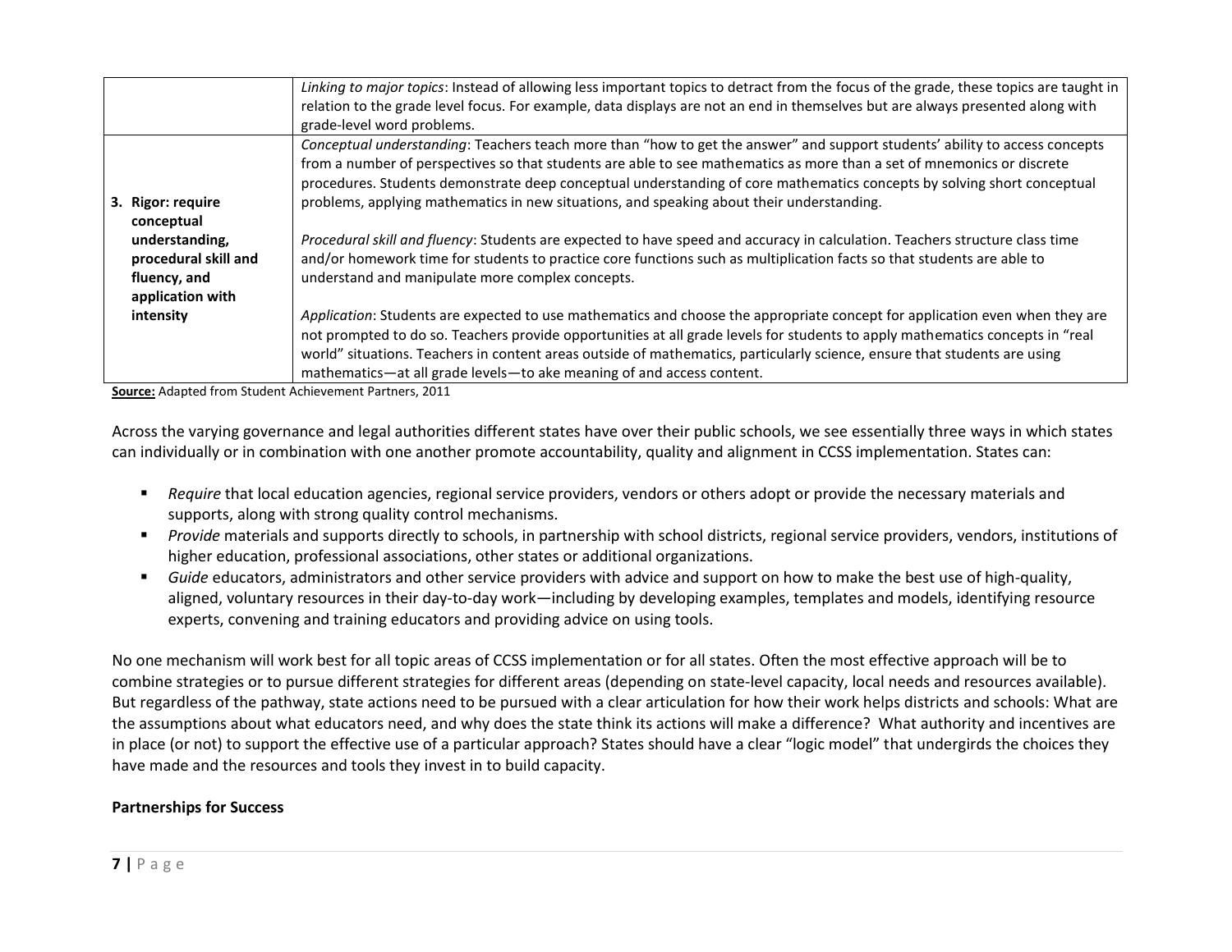| | |
|---|---|
| | *Linking to major topics*: Instead of allowing less important topics to detract from the focus of the grade, these topics are taught in relation to the grade level focus. For example, data displays are not an end in themselves but are always presented along with grade-level word problems. |
| **3. Rigor: require conceptual understanding, procedural skill and fluency, and application with intensity** | *Conceptual understanding*: Teachers teach more than "how to get the answer" and support students' ability to access concepts from a number of perspectives so that students are able to see mathematics as more than a set of mnemonics or discrete procedures. Students demonstrate deep conceptual understanding of core mathematics concepts by solving short conceptual problems, applying mathematics in new situations, and speaking about their understanding.<br><br>*Procedural skill and fluency*: Students are expected to have speed and accuracy in calculation. Teachers structure class time and/or homework time for students to practice core functions such as multiplication facts so that students are able to understand and manipulate more complex concepts.<br><br>*Application*: Students are expected to use mathematics and choose the appropriate concept for application even when they are not prompted to do so. Teachers provide opportunities at all grade levels for students to apply mathematics concepts in "real world" situations. Teachers in content areas outside of mathematics, particularly science, ensure that students are using mathematics—at all grade levels—to ake meaning of and access content. |

**Source:** Adapted from Student Achievement Partners, 2011

Across the varying governance and legal authorities different states have over their public schools, we see essentially three ways in which states can individually or in combination with one another promote accountability, quality and alignment in CCSS implementation. States can:

- *Require* that local education agencies, regional service providers, vendors or others adopt or provide the necessary materials and supports, along with strong quality control mechanisms.
- *Provide* materials and supports directly to schools, in partnership with school districts, regional service providers, vendors, institutions of higher education, professional associations, other states or additional organizations.
- *Guide* educators, administrators and other service providers with advice and support on how to make the best use of high-quality, aligned, voluntary resources in their day-to-day work—including by developing examples, templates and models, identifying resource experts, convening and training educators and providing advice on using tools.

No one mechanism will work best for all topic areas of CCSS implementation or for all states. Often the most effective approach will be to combine strategies or to pursue different strategies for different areas (depending on state-level capacity, local needs and resources available). But regardless of the pathway, state actions need to be pursued with a clear articulation for how their work helps districts and schools: What are the assumptions about what educators need, and why does the state think its actions will make a difference? What authority and incentives are in place (or not) to support the effective use of a particular approach? States should have a clear "logic model" that undergirds the choices they have made and the resources and tools they invest in to build capacity.

**Partnerships for Success**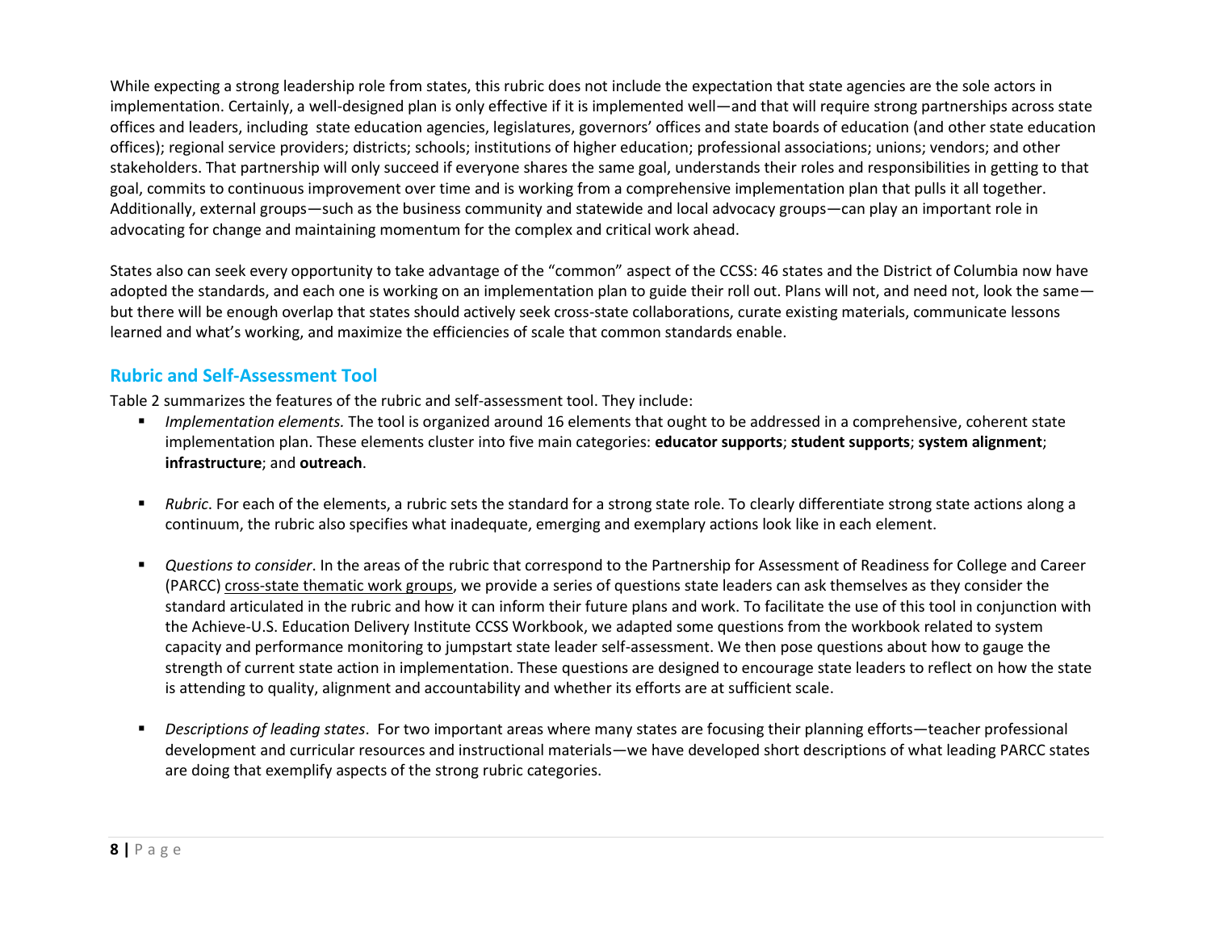While expecting a strong leadership role from states, this rubric does not include the expectation that state agencies are the sole actors in implementation. Certainly, a well-designed plan is only effective if it is implemented well—and that will require strong partnerships across state offices and leaders, including state education agencies, legislatures, governors' offices and state boards of education (and other state education offices); regional service providers; districts; schools; institutions of higher education; professional associations; unions; vendors; and other stakeholders. That partnership will only succeed if everyone shares the same goal, understands their roles and responsibilities in getting to that goal, commits to continuous improvement over time and is working from a comprehensive implementation plan that pulls it all together. Additionally, external groups—such as the business community and statewide and local advocacy groups—can play an important role in advocating for change and maintaining momentum for the complex and critical work ahead.

States also can seek every opportunity to take advantage of the "common" aspect of the CCSS: 46 states and the District of Columbia now have adopted the standards, and each one is working on an implementation plan to guide their roll out. Plans will not, and need not, look the same—but there will be enough overlap that states should actively seek cross-state collaborations, curate existing materials, communicate lessons learned and what's working, and maximize the efficiencies of scale that common standards enable.

## Rubric and Self-Assessment Tool

Table 2 summarizes the features of the rubric and self-assessment tool. They include:

- *Implementation elements.* The tool is organized around 16 elements that ought to be addressed in a comprehensive, coherent state implementation plan. These elements cluster into five main categories: **educator supports**; **student supports**; **system alignment**; **infrastructure**; and **outreach**.

- *Rubric*. For each of the elements, a rubric sets the standard for a strong state role. To clearly differentiate strong state actions along a continuum, the rubric also specifies what inadequate, emerging and exemplary actions look like in each element.

- *Questions to consider*. In the areas of the rubric that correspond to the Partnership for Assessment of Readiness for College and Career (PARCC) cross-state thematic work groups, we provide a series of questions state leaders can ask themselves as they consider the standard articulated in the rubric and how it can inform their future plans and work. To facilitate the use of this tool in conjunction with the Achieve-U.S. Education Delivery Institute CCSS Workbook, we adapted some questions from the workbook related to system capacity and performance monitoring to jumpstart state leader self-assessment. We then pose questions about how to gauge the strength of current state action in implementation. These questions are designed to encourage state leaders to reflect on how the state is attending to quality, alignment and accountability and whether its efforts are at sufficient scale.

- *Descriptions of leading states*. For two important areas where many states are focusing their planning efforts—teacher professional development and curricular resources and instructional materials—we have developed short descriptions of what leading PARCC states are doing that exemplify aspects of the strong rubric categories.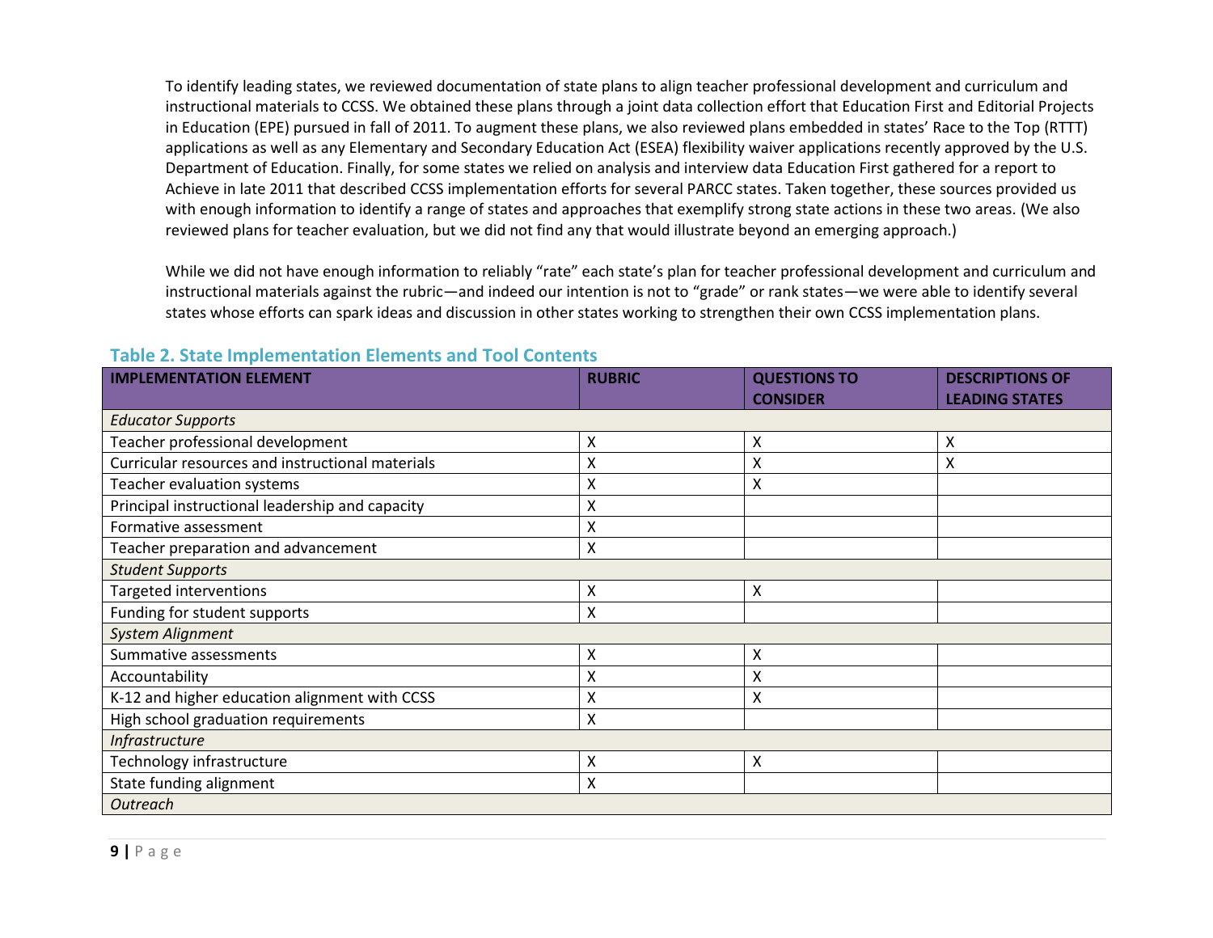To identify leading states, we reviewed documentation of state plans to align teacher professional development and curriculum and instructional materials to CCSS. We obtained these plans through a joint data collection effort that Education First and Editorial Projects in Education (EPE) pursued in fall of 2011. To augment these plans, we also reviewed plans embedded in states' Race to the Top (RTTT) applications as well as any Elementary and Secondary Education Act (ESEA) flexibility waiver applications recently approved by the U.S. Department of Education. Finally, for some states we relied on analysis and interview data Education First gathered for a report to Achieve in late 2011 that described CCSS implementation efforts for several PARCC states. Taken together, these sources provided us with enough information to identify a range of states and approaches that exemplify strong state actions in these two areas. (We also reviewed plans for teacher evaluation, but we did not find any that would illustrate beyond an emerging approach.)

While we did not have enough information to reliably "rate" each state's plan for teacher professional development and curriculum and instructional materials against the rubric—and indeed our intention is not to "grade" or rank states—we were able to identify several states whose efforts can spark ideas and discussion in other states working to strengthen their own CCSS implementation plans.

### Table 2. State Implementation Elements and Tool Contents

| IMPLEMENTATION ELEMENT | RUBRIC | QUESTIONS TO CONSIDER | DESCRIPTIONS OF LEADING STATES |
|---|---|---|---|
| *Educator Supports* | | | |
| Teacher professional development | X | X | X |
| Curricular resources and instructional materials | X | X | X |
| Teacher evaluation systems | X | X | |
| Principal instructional leadership and capacity | X | | |
| Formative assessment | X | | |
| Teacher preparation and advancement | X | | |
| *Student Supports* | | | |
| Targeted interventions | X | X | |
| Funding for student supports | X | | |
| *System Alignment* | | | |
| Summative assessments | X | X | |
| Accountability | X | X | |
| K-12 and higher education alignment with CCSS | X | X | |
| High school graduation requirements | X | | |
| *Infrastructure* | | | |
| Technology infrastructure | X | X | |
| State funding alignment | X | | |
| *Outreach* | | | |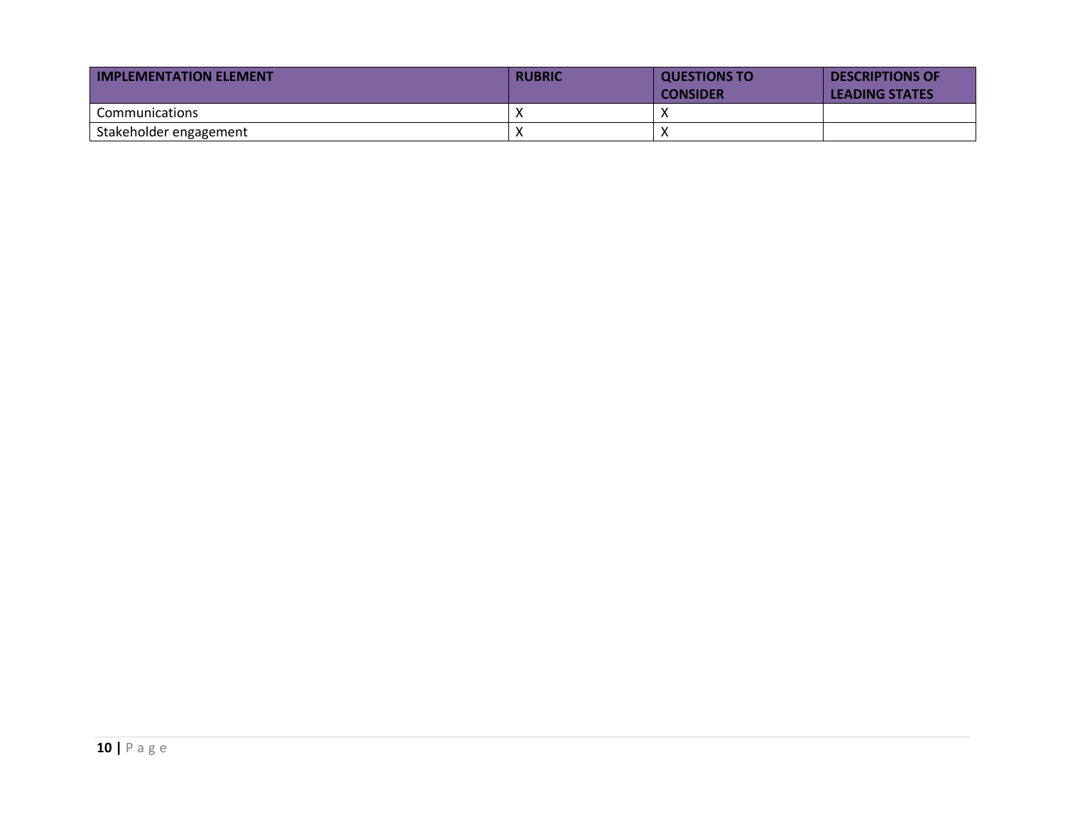| IMPLEMENTATION ELEMENT | RUBRIC | QUESTIONS TO CONSIDER | DESCRIPTIONS OF LEADING STATES |
|---|---|---|---|
| Communications | X | X | |
| Stakeholder engagement | X | X | |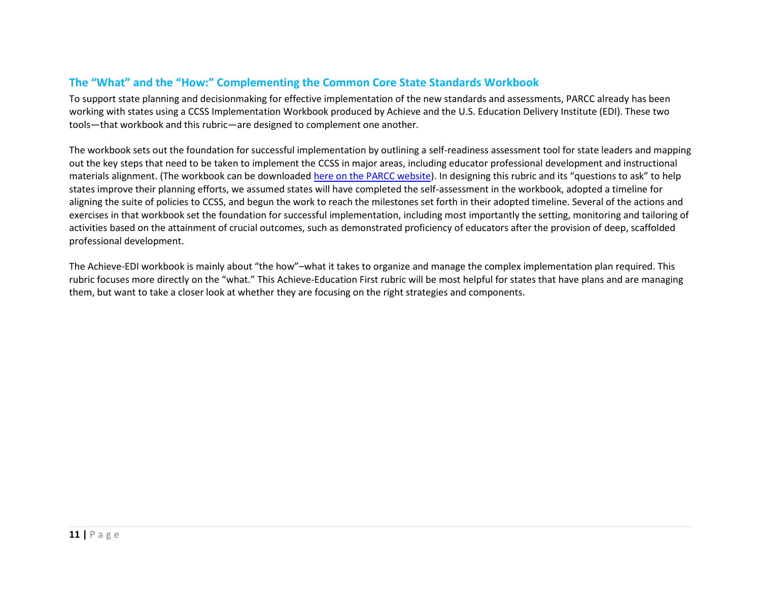## The "What" and the "How:" Complementing the Common Core State Standards Workbook

To support state planning and decisionmaking for effective implementation of the new standards and assessments, PARCC already has been working with states using a CCSS Implementation Workbook produced by Achieve and the U.S. Education Delivery Institute (EDI). These two tools—that workbook and this rubric—are designed to complement one another.

The workbook sets out the foundation for successful implementation by outlining a self-readiness assessment tool for state leaders and mapping out the key steps that need to be taken to implement the CCSS in major areas, including educator professional development and instructional materials alignment. (The workbook can be downloaded [here on the PARCC website](#)). In designing this rubric and its "questions to ask" to help states improve their planning efforts, we assumed states will have completed the self-assessment in the workbook, adopted a timeline for aligning the suite of policies to CCSS, and begun the work to reach the milestones set forth in their adopted timeline. Several of the actions and exercises in that workbook set the foundation for successful implementation, including most importantly the setting, monitoring and tailoring of activities based on the attainment of crucial outcomes, such as demonstrated proficiency of educators after the provision of deep, scaffolded professional development.

The Achieve-EDI workbook is mainly about "the how"–what it takes to organize and manage the complex implementation plan required. This rubric focuses more directly on the "what." This Achieve-Education First rubric will be most helpful for states that have plans and are managing them, but want to take a closer look at whether they are focusing on the right strategies and components.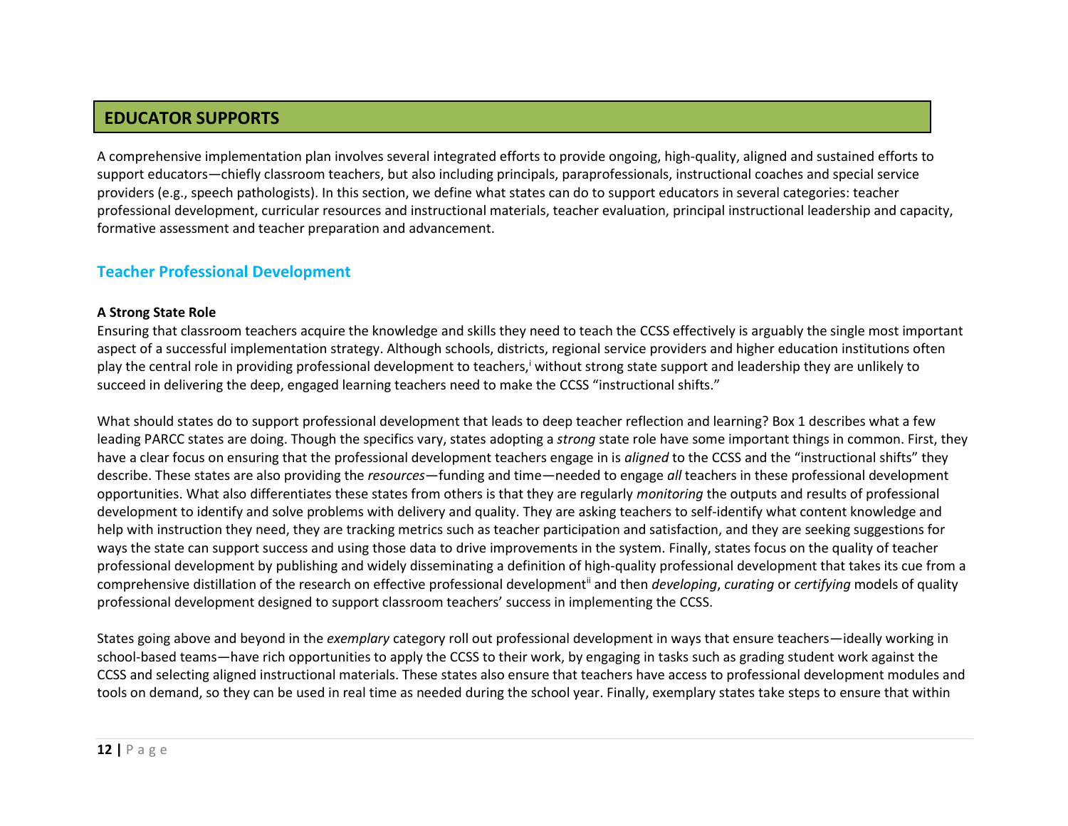## EDUCATOR SUPPORTS

A comprehensive implementation plan involves several integrated efforts to provide ongoing, high-quality, aligned and sustained efforts to support educators—chiefly classroom teachers, but also including principals, paraprofessionals, instructional coaches and special service providers (e.g., speech pathologists). In this section, we define what states can do to support educators in several categories: teacher professional development, curricular resources and instructional materials, teacher evaluation, principal instructional leadership and capacity, formative assessment and teacher preparation and advancement.

### Teacher Professional Development

**A Strong State Role**

Ensuring that classroom teachers acquire the knowledge and skills they need to teach the CCSS effectively is arguably the single most important aspect of a successful implementation strategy. Although schools, districts, regional service providers and higher education institutions often play the central role in providing professional development to teachers,[i] without strong state support and leadership they are unlikely to succeed in delivering the deep, engaged learning teachers need to make the CCSS "instructional shifts."

What should states do to support professional development that leads to deep teacher reflection and learning? Box 1 describes what a few leading PARCC states are doing. Though the specifics vary, states adopting a *strong* state role have some important things in common. First, they have a clear focus on ensuring that the professional development teachers engage in is *aligned* to the CCSS and the "instructional shifts" they describe. These states are also providing the *resources*—funding and time—needed to engage *all* teachers in these professional development opportunities. What also differentiates these states from others is that they are regularly *monitoring* the outputs and results of professional development to identify and solve problems with delivery and quality. They are asking teachers to self-identify what content knowledge and help with instruction they need, they are tracking metrics such as teacher participation and satisfaction, and they are seeking suggestions for ways the state can support success and using those data to drive improvements in the system. Finally, states focus on the quality of teacher professional development by publishing and widely disseminating a definition of high-quality professional development that takes its cue from a comprehensive distillation of the research on effective professional development[ii] and then *developing*, *curating* or *certifying* models of quality professional development designed to support classroom teachers' success in implementing the CCSS.

States going above and beyond in the *exemplary* category roll out professional development in ways that ensure teachers—ideally working in school-based teams—have rich opportunities to apply the CCSS to their work, by engaging in tasks such as grading student work against the CCSS and selecting aligned instructional materials. These states also ensure that teachers have access to professional development modules and tools on demand, so they can be used in real time as needed during the school year. Finally, exemplary states take steps to ensure that within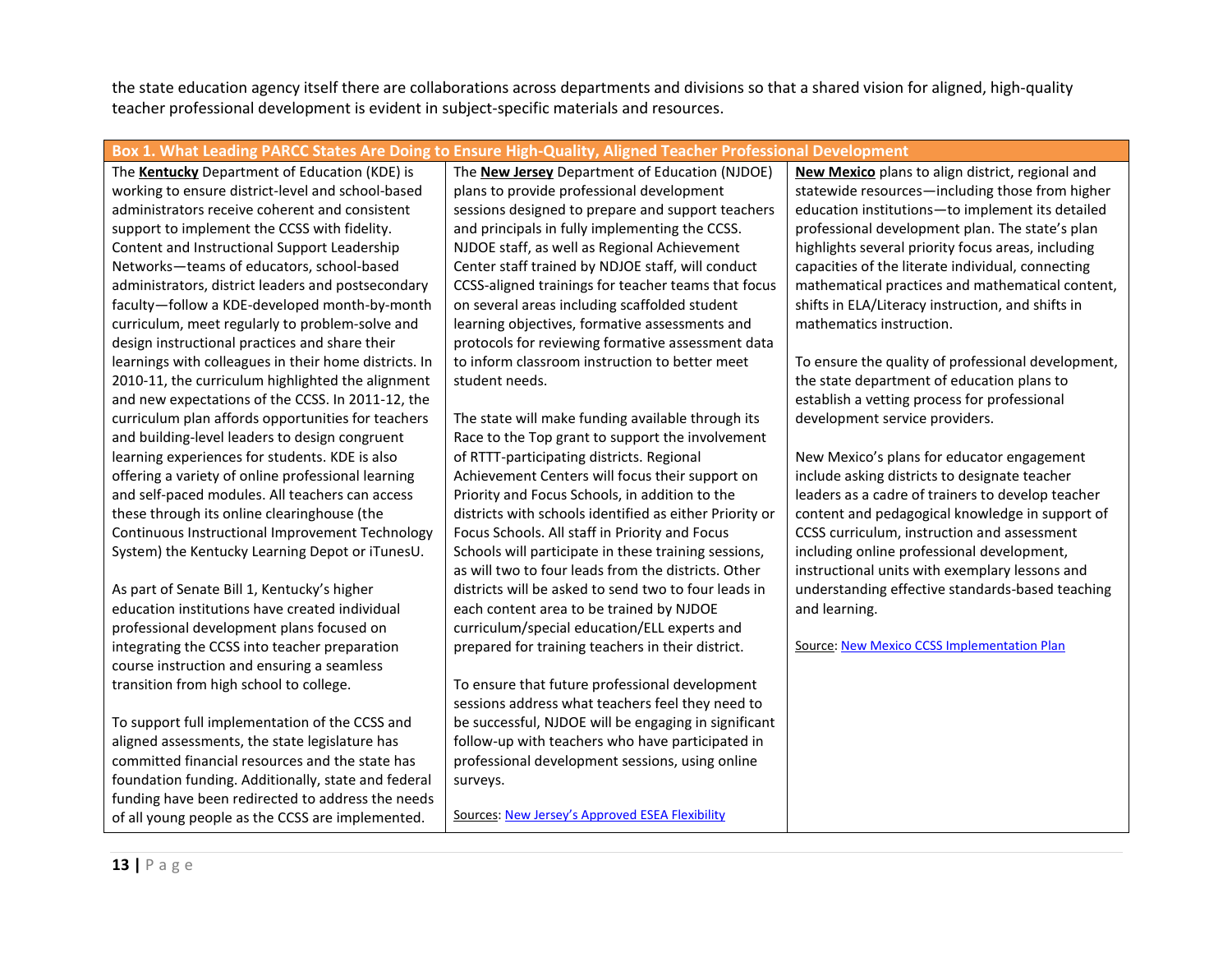the state education agency itself there are collaborations across departments and divisions so that a shared vision for aligned, high-quality teacher professional development is evident in subject-specific materials and resources.

**Box 1. What Leading PARCC States Are Doing to Ensure High-Quality, Aligned Teacher Professional Development**

The **Kentucky** Department of Education (KDE) is working to ensure district-level and school-based administrators receive coherent and consistent support to implement the CCSS with fidelity. Content and Instructional Support Leadership Networks—teams of educators, school-based administrators, district leaders and postsecondary faculty—follow a KDE-developed month-by-month curriculum, meet regularly to problem-solve and design instructional practices and share their learnings with colleagues in their home districts. In 2010-11, the curriculum highlighted the alignment and new expectations of the CCSS. In 2011-12, the curriculum plan affords opportunities for teachers and building-level leaders to design congruent learning experiences for students. KDE is also offering a variety of online professional learning and self-paced modules. All teachers can access these through its online clearinghouse (the Continuous Instructional Improvement Technology System) the Kentucky Learning Depot or iTunesU.

As part of Senate Bill 1, Kentucky's higher education institutions have created individual professional development plans focused on integrating the CCSS into teacher preparation course instruction and ensuring a seamless transition from high school to college.

To support full implementation of the CCSS and aligned assessments, the state legislature has committed financial resources and the state has foundation funding. Additionally, state and federal funding have been redirected to address the needs of all young people as the CCSS are implemented.

The **New Jersey** Department of Education (NJDOE) plans to provide professional development sessions designed to prepare and support teachers and principals in fully implementing the CCSS. NJDOE staff, as well as Regional Achievement Center staff trained by NJDOE staff, will conduct CCSS-aligned trainings for teacher teams that focus on several areas including scaffolded student learning objectives, formative assessments and protocols for reviewing formative assessment data to inform classroom instruction to better meet student needs.

The state will make funding available through its Race to the Top grant to support the involvement of RTTT-participating districts. Regional Achievement Centers will focus their support on Priority and Focus Schools, in addition to the districts with schools identified as either Priority or Focus Schools. All staff in Priority and Focus Schools will participate in these training sessions, as will two to four leads from the districts. Other districts will be asked to send two to four leads in each content area to be trained by NJDOE curriculum/special education/ELL experts and prepared for training teachers in their district.

To ensure that future professional development sessions address what teachers feel they need to be successful, NJDOE will be engaging in significant follow-up with teachers who have participated in professional development sessions, using online surveys.

Sources: New Jersey's Approved ESEA Flexibility

**New Mexico** plans to align district, regional and statewide resources—including those from higher education institutions—to implement its detailed professional development plan. The state's plan highlights several priority focus areas, including capacities of the literate individual, connecting mathematical practices and mathematical content, shifts in ELA/Literacy instruction, and shifts in mathematics instruction.

To ensure the quality of professional development, the state department of education plans to establish a vetting process for professional development service providers.

New Mexico's plans for educator engagement include asking districts to designate teacher leaders as a cadre of trainers to develop teacher content and pedagogical knowledge in support of CCSS curriculum, instruction and assessment including online professional development, instructional units with exemplary lessons and understanding effective standards-based teaching and learning.

Source: New Mexico CCSS Implementation Plan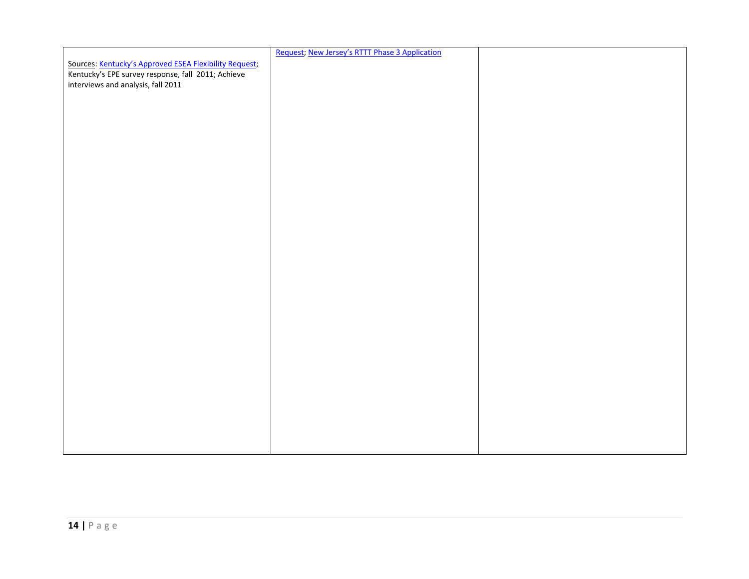| | | |
|---|---|---|
| Sources: Kentucky's Approved ESEA Flexibility Request; Kentucky's EPE survey response, fall 2011; Achieve interviews and analysis, fall 2011 | Request; New Jersey's RTTT Phase 3 Application | |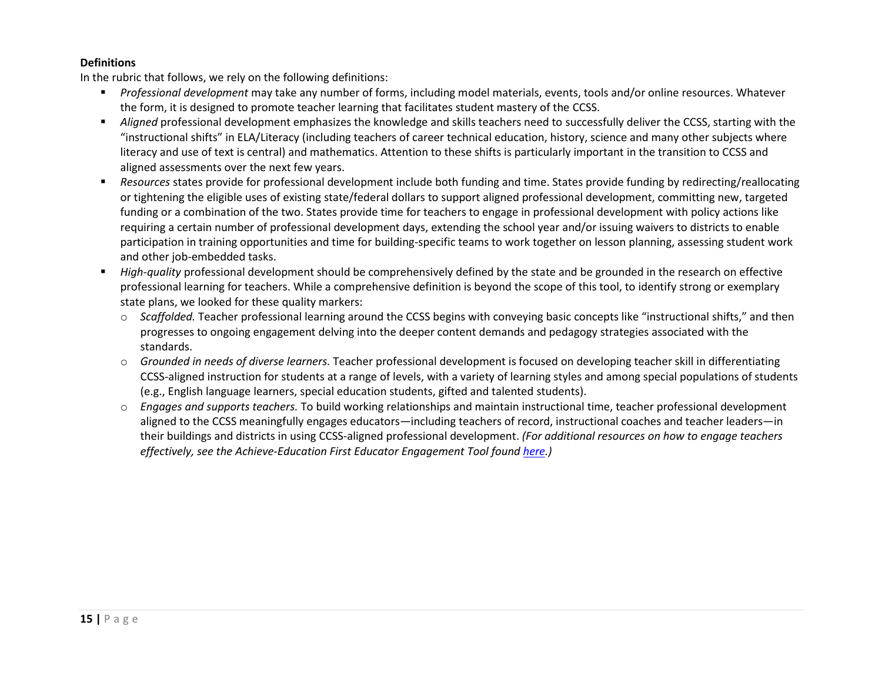**Definitions**

In the rubric that follows, we rely on the following definitions:

- *Professional development* may take any number of forms, including model materials, events, tools and/or online resources. Whatever the form, it is designed to promote teacher learning that facilitates student mastery of the CCSS.
- *Aligned* professional development emphasizes the knowledge and skills teachers need to successfully deliver the CCSS, starting with the "instructional shifts" in ELA/Literacy (including teachers of career technical education, history, science and many other subjects where literacy and use of text is central) and mathematics. Attention to these shifts is particularly important in the transition to CCSS and aligned assessments over the next few years.
- *Resources* states provide for professional development include both funding and time. States provide funding by redirecting/reallocating or tightening the eligible uses of existing state/federal dollars to support aligned professional development, committing new, targeted funding or a combination of the two. States provide time for teachers to engage in professional development with policy actions like requiring a certain number of professional development days, extending the school year and/or issuing waivers to districts to enable participation in training opportunities and time for building-specific teams to work together on lesson planning, assessing student work and other job-embedded tasks.
- *High-quality* professional development should be comprehensively defined by the state and be grounded in the research on effective professional learning for teachers. While a comprehensive definition is beyond the scope of this tool, to identify strong or exemplary state plans, we looked for these quality markers:
  - *Scaffolded.* Teacher professional learning around the CCSS begins with conveying basic concepts like "instructional shifts," and then progresses to ongoing engagement delving into the deeper content demands and pedagogy strategies associated with the standards.
  - *Grounded in needs of diverse learners.* Teacher professional development is focused on developing teacher skill in differentiating CCSS-aligned instruction for students at a range of levels, with a variety of learning styles and among special populations of students (e.g., English language learners, special education students, gifted and talented students).
  - *Engages and supports teachers.* To build working relationships and maintain instructional time, teacher professional development aligned to the CCSS meaningfully engages educators—including teachers of record, instructional coaches and teacher leaders—in their buildings and districts in using CCSS-aligned professional development. *(For additional resources on how to engage teachers effectively, see the Achieve-Education First Educator Engagement Tool found here.)*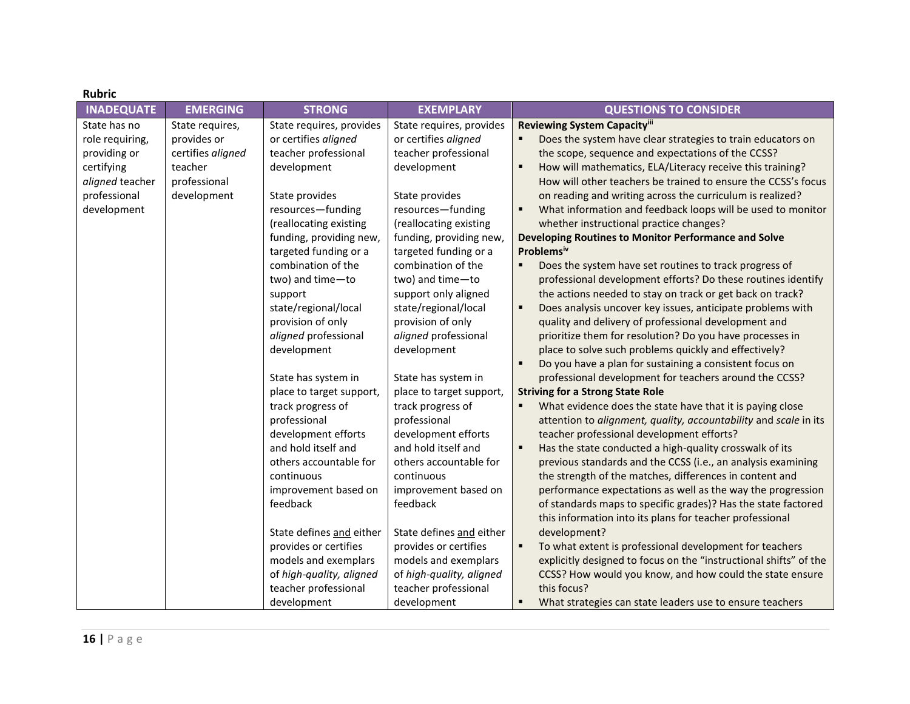**Rubric**

| INADEQUATE | EMERGING | STRONG | EXEMPLARY | QUESTIONS TO CONSIDER |
|---|---|---|---|---|
| State has no role requiring, providing or certifying *aligned* teacher professional development | State requires, provides or certifies *aligned* teacher professional development | State requires, provides or certifies *aligned* teacher professional development<br><br>State provides resources—funding (reallocating existing funding, providing new, targeted funding or a combination of the two) and time—to support state/regional/local provision of only *aligned* professional development<br><br>State has system in place to target support, track progress of professional development efforts and hold itself and others accountable for continuous improvement based on feedback<br><br>State defines and either provides or certifies models and exemplars of *high-quality, aligned* teacher professional development | State requires, provides or certifies *aligned* teacher professional development<br><br>State provides resources—funding (reallocating existing funding, providing new, targeted funding or a combination of the two) and time—to support only aligned state/regional/local provision of only *aligned* professional development<br><br>State has system in place to target support, track progress of professional development efforts and hold itself and others accountable for continuous improvement based on feedback<br><br>State defines and either provides or certifies models and exemplars of *high-quality, aligned* teacher professional development | **Reviewing System Capacity[iii]**<br>▪ Does the system have clear strategies to train educators on the scope, sequence and expectations of the CCSS?<br>▪ How will mathematics, ELA/Literacy receive this training? How will other teachers be trained to ensure the CCSS's focus on reading and writing across the curriculum is realized?<br>▪ What information and feedback loops will be used to monitor whether instructional practice changes?<br>**Developing Routines to Monitor Performance and Solve Problems[iv]**<br>▪ Does the system have set routines to track progress of professional development efforts? Do these routines identify the actions needed to stay on track or get back on track?<br>▪ Does analysis uncover key issues, anticipate problems with quality and delivery of professional development and prioritize them for resolution? Do you have processes in place to solve such problems quickly and effectively?<br>▪ Do you have a plan for sustaining a consistent focus on professional development for teachers around the CCSS?<br>**Striving for a Strong State Role**<br>▪ What evidence does the state have that it is paying close attention to *alignment, quality, accountability* and *scale* in its teacher professional development efforts?<br>▪ Has the state conducted a high-quality crosswalk of its previous standards and the CCSS (i.e., an analysis examining the strength of the matches, differences in content and performance expectations as well as the way the progression of standards maps to specific grades)? Has the state factored this information into its plans for teacher professional development?<br>▪ To what extent is professional development for teachers explicitly designed to focus on the "instructional shifts" of the CCSS? How would you know, and how could the state ensure this focus?<br>▪ What strategies can state leaders use to ensure teachers |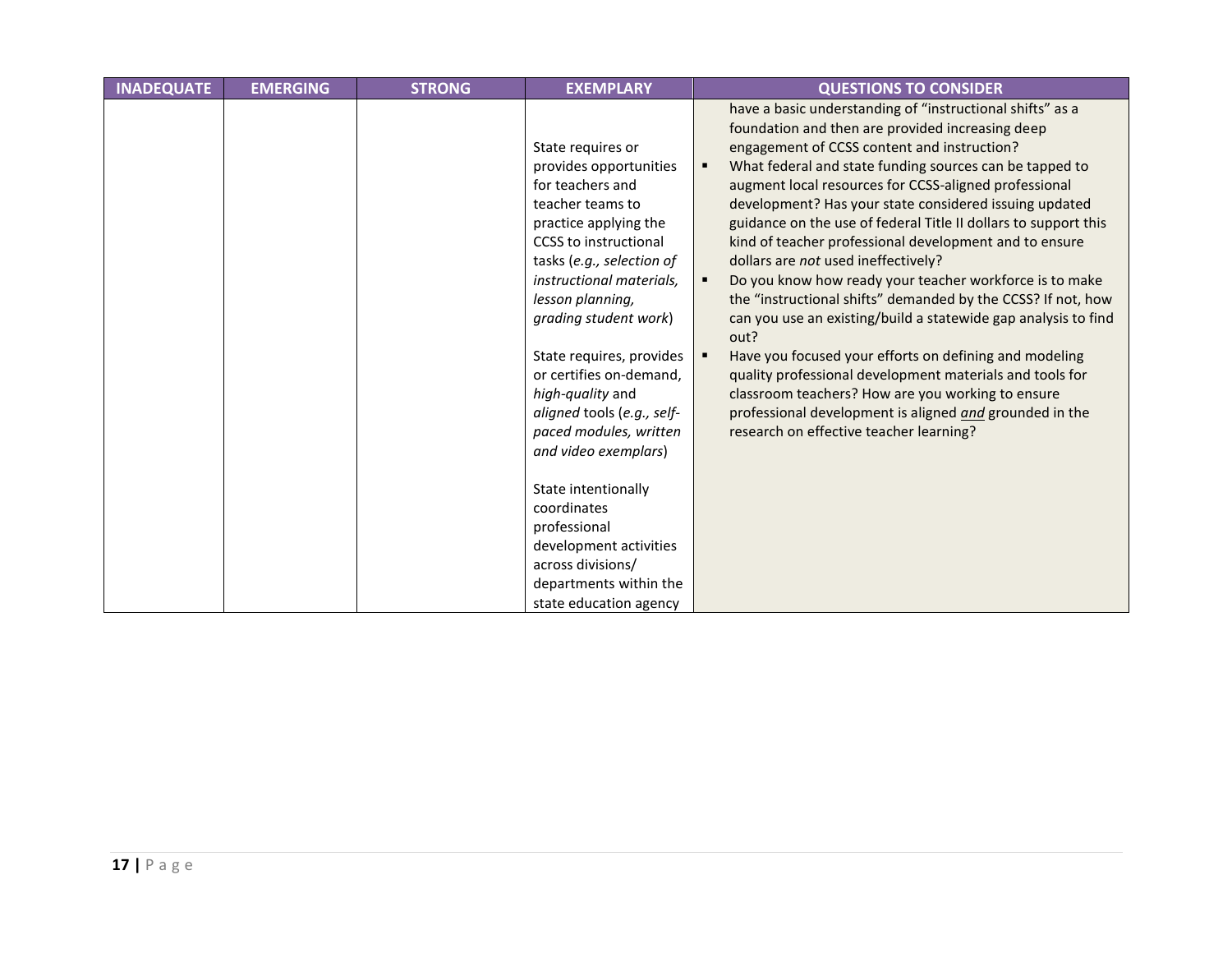| INADEQUATE | EMERGING | STRONG | EXEMPLARY | QUESTIONS TO CONSIDER |
|---|---|---|---|---|
| | | | State requires or provides opportunities for teachers and teacher teams to practice applying the CCSS to instructional tasks (*e.g., selection of instructional materials, lesson planning, grading student work*)<br><br>State requires, provides or certifies on-demand, *high-quality* and *aligned* tools (*e.g., self-paced modules, written and video exemplars*)<br><br>State intentionally coordinates professional development activities across divisions/ departments within the state education agency | have a basic understanding of "instructional shifts" as a foundation and then are provided increasing deep engagement of CCSS content and instruction?<br>▪ What federal and state funding sources can be tapped to augment local resources for CCSS-aligned professional development? Has your state considered issuing updated guidance on the use of federal Title II dollars to support this kind of teacher professional development and to ensure dollars are *not* used ineffectively?<br>▪ Do you know how ready your teacher workforce is to make the "instructional shifts" demanded by the CCSS? If not, how can you use an existing/build a statewide gap analysis to find out?<br>▪ Have you focused your efforts on defining and modeling quality professional development materials and tools for classroom teachers? How are you working to ensure professional development is aligned ***and*** grounded in the research on effective teacher learning? |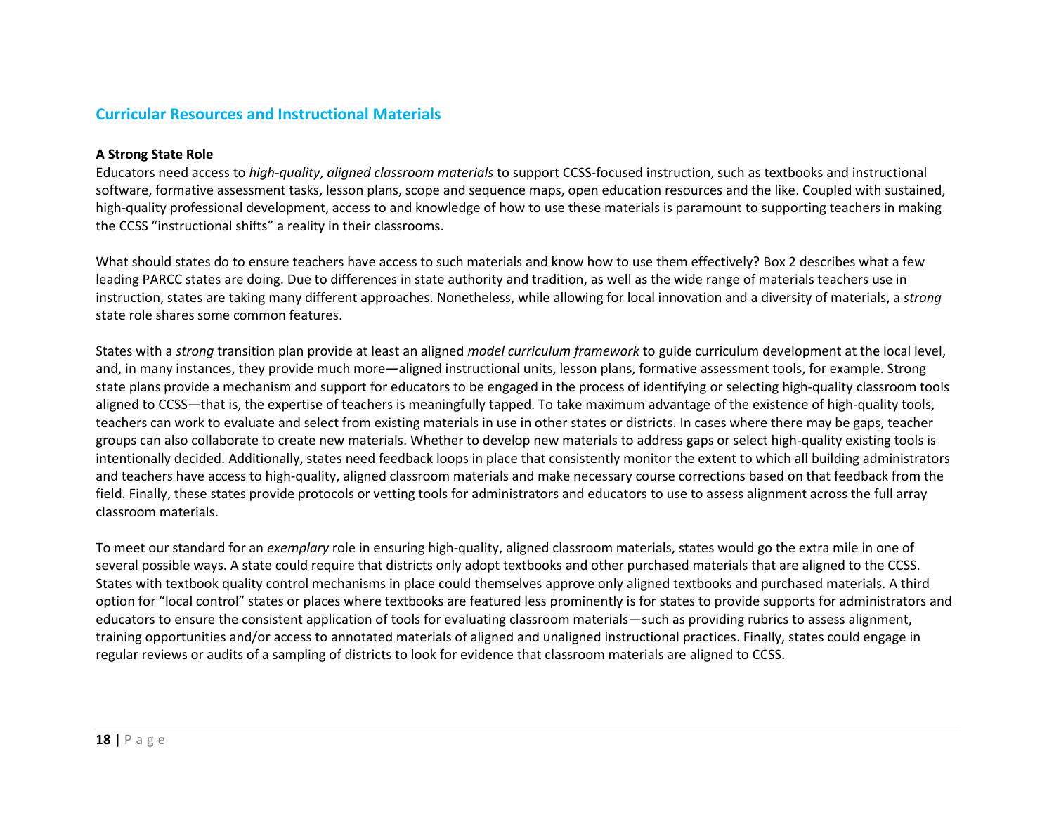## Curricular Resources and Instructional Materials

### A Strong State Role

Educators need access to *high-quality*, *aligned classroom materials* to support CCSS-focused instruction, such as textbooks and instructional software, formative assessment tasks, lesson plans, scope and sequence maps, open education resources and the like. Coupled with sustained, high-quality professional development, access to and knowledge of how to use these materials is paramount to supporting teachers in making the CCSS "instructional shifts" a reality in their classrooms.

What should states do to ensure teachers have access to such materials and know how to use them effectively? Box 2 describes what a few leading PARCC states are doing. Due to differences in state authority and tradition, as well as the wide range of materials teachers use in instruction, states are taking many different approaches. Nonetheless, while allowing for local innovation and a diversity of materials, a *strong* state role shares some common features.

States with a *strong* transition plan provide at least an aligned *model curriculum framework* to guide curriculum development at the local level, and, in many instances, they provide much more—aligned instructional units, lesson plans, formative assessment tools, for example. Strong state plans provide a mechanism and support for educators to be engaged in the process of identifying or selecting high-quality classroom tools aligned to CCSS—that is, the expertise of teachers is meaningfully tapped. To take maximum advantage of the existence of high-quality tools, teachers can work to evaluate and select from existing materials in use in other states or districts. In cases where there may be gaps, teacher groups can also collaborate to create new materials. Whether to develop new materials to address gaps or select high-quality existing tools is intentionally decided. Additionally, states need feedback loops in place that consistently monitor the extent to which all building administrators and teachers have access to high-quality, aligned classroom materials and make necessary course corrections based on that feedback from the field. Finally, these states provide protocols or vetting tools for administrators and educators to use to assess alignment across the full array classroom materials.

To meet our standard for an *exemplary* role in ensuring high-quality, aligned classroom materials, states would go the extra mile in one of several possible ways. A state could require that districts only adopt textbooks and other purchased materials that are aligned to the CCSS. States with textbook quality control mechanisms in place could themselves approve only aligned textbooks and purchased materials. A third option for "local control" states or places where textbooks are featured less prominently is for states to provide supports for administrators and educators to ensure the consistent application of tools for evaluating classroom materials—such as providing rubrics to assess alignment, training opportunities and/or access to annotated materials of aligned and unaligned instructional practices. Finally, states could engage in regular reviews or audits of a sampling of districts to look for evidence that classroom materials are aligned to CCSS.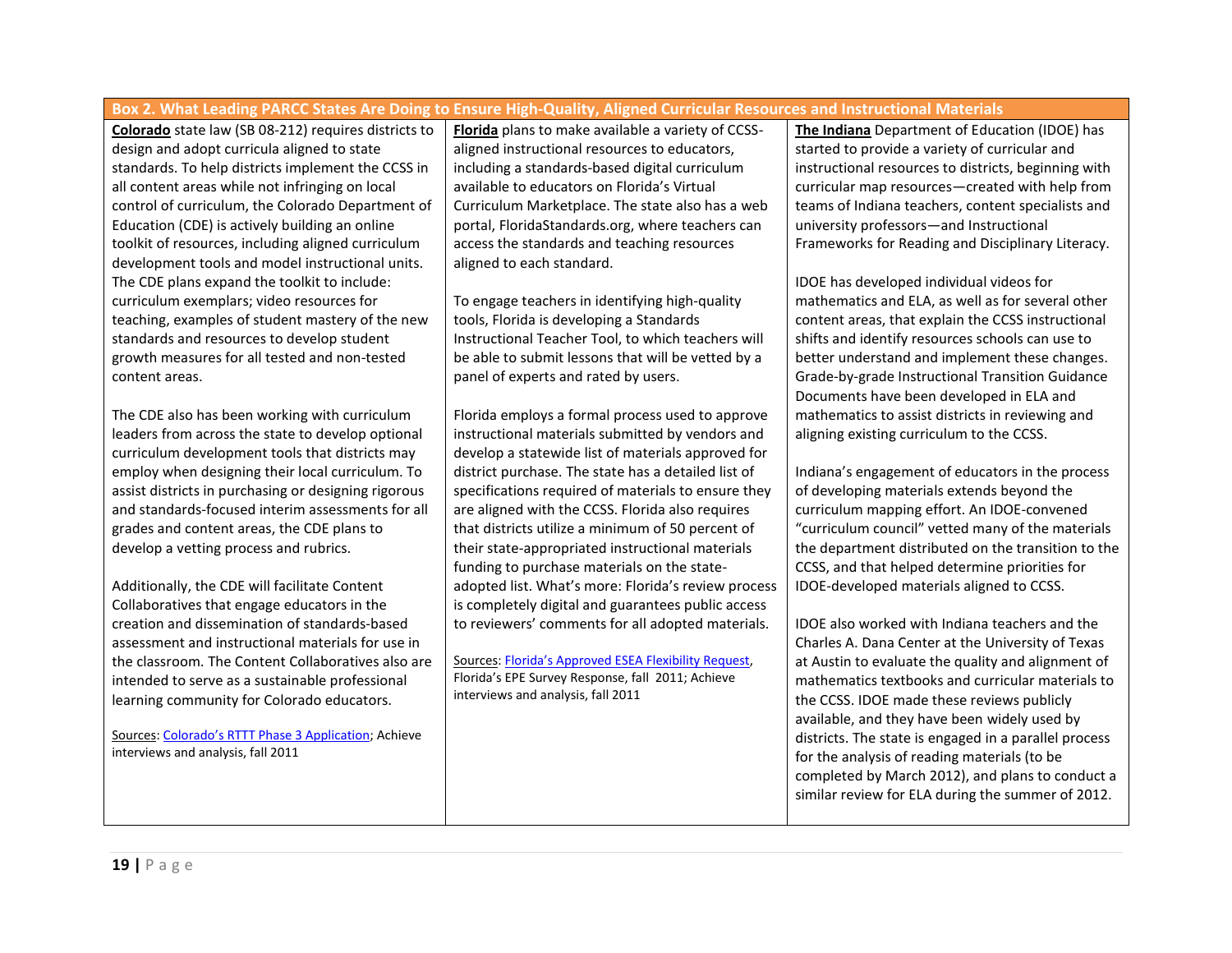**Box 2. What Leading PARCC States Are Doing to Ensure High-Quality, Aligned Curricular Resources and Instructional Materials**

**Colorado** state law (SB 08-212) requires districts to design and adopt curricula aligned to state standards. To help districts implement the CCSS in all content areas while not infringing on local control of curriculum, the Colorado Department of Education (CDE) is actively building an online toolkit of resources, including aligned curriculum development tools and model instructional units. The CDE plans expand the toolkit to include: curriculum exemplars; video resources for teaching, examples of student mastery of the new standards and resources to develop student growth measures for all tested and non-tested content areas.

The CDE also has been working with curriculum leaders from across the state to develop optional curriculum development tools that districts may employ when designing their local curriculum. To assist districts in purchasing or designing rigorous and standards-focused interim assessments for all grades and content areas, the CDE plans to develop a vetting process and rubrics.

Additionally, the CDE will facilitate Content Collaboratives that engage educators in the creation and dissemination of standards-based assessment and instructional materials for use in the classroom. The Content Collaboratives also are intended to serve as a sustainable professional learning community for Colorado educators.

Sources: Colorado's RTTT Phase 3 Application; Achieve interviews and analysis, fall 2011

**Florida** plans to make available a variety of CCSS-aligned instructional resources to educators, including a standards-based digital curriculum available to educators on Florida's Virtual Curriculum Marketplace. The state also has a web portal, FloridaStandards.org, where teachers can access the standards and teaching resources aligned to each standard.

To engage teachers in identifying high-quality tools, Florida is developing a Standards Instructional Teacher Tool, to which teachers will be able to submit lessons that will be vetted by a panel of experts and rated by users.

Florida employs a formal process used to approve instructional materials submitted by vendors and develop a statewide list of materials approved for district purchase. The state has a detailed list of specifications required of materials to ensure they are aligned with the CCSS. Florida also requires that districts utilize a minimum of 50 percent of their state-appropriated instructional materials funding to purchase materials on the state-adopted list. What's more: Florida's review process is completely digital and guarantees public access to reviewers' comments for all adopted materials.

Sources: Florida's Approved ESEA Flexibility Request, Florida's EPE Survey Response, fall 2011; Achieve interviews and analysis, fall 2011

**The Indiana** Department of Education (IDOE) has started to provide a variety of curricular and instructional resources to districts, beginning with curricular map resources—created with help from teams of Indiana teachers, content specialists and university professors—and Instructional Frameworks for Reading and Disciplinary Literacy.

IDOE has developed individual videos for mathematics and ELA, as well as for several other content areas, that explain the CCSS instructional shifts and identify resources schools can use to better understand and implement these changes. Grade-by-grade Instructional Transition Guidance Documents have been developed in ELA and mathematics to assist districts in reviewing and aligning existing curriculum to the CCSS.

Indiana's engagement of educators in the process of developing materials extends beyond the curriculum mapping effort. An IDOE-convened "curriculum council" vetted many of the materials the department distributed on the transition to the CCSS, and that helped determine priorities for IDOE-developed materials aligned to CCSS.

IDOE also worked with Indiana teachers and the Charles A. Dana Center at the University of Texas at Austin to evaluate the quality and alignment of mathematics textbooks and curricular materials to the CCSS. IDOE made these reviews publicly available, and they have been widely used by districts. The state is engaged in a parallel process for the analysis of reading materials (to be completed by March 2012), and plans to conduct a similar review for ELA during the summer of 2012.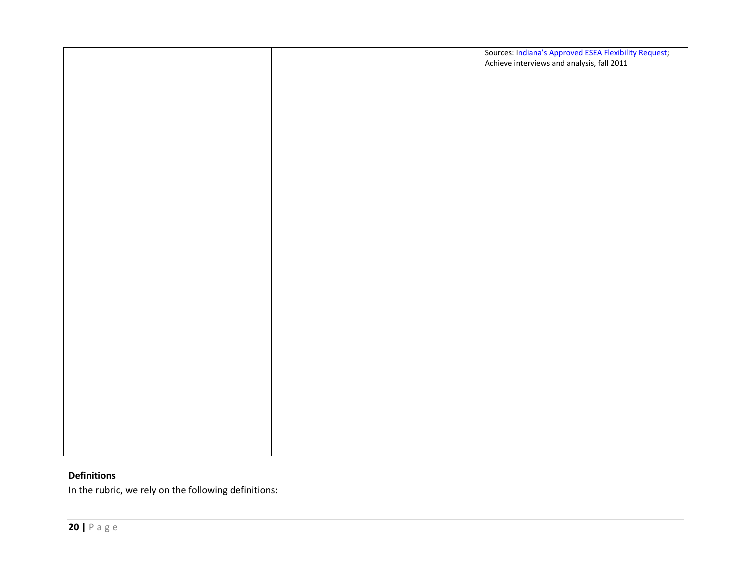| | | |
|---|---|---|
| | | Sources: Indiana's Approved ESEA Flexibility Request; Achieve interviews and analysis, fall 2011 |

**Definitions**

In the rubric, we rely on the following definitions: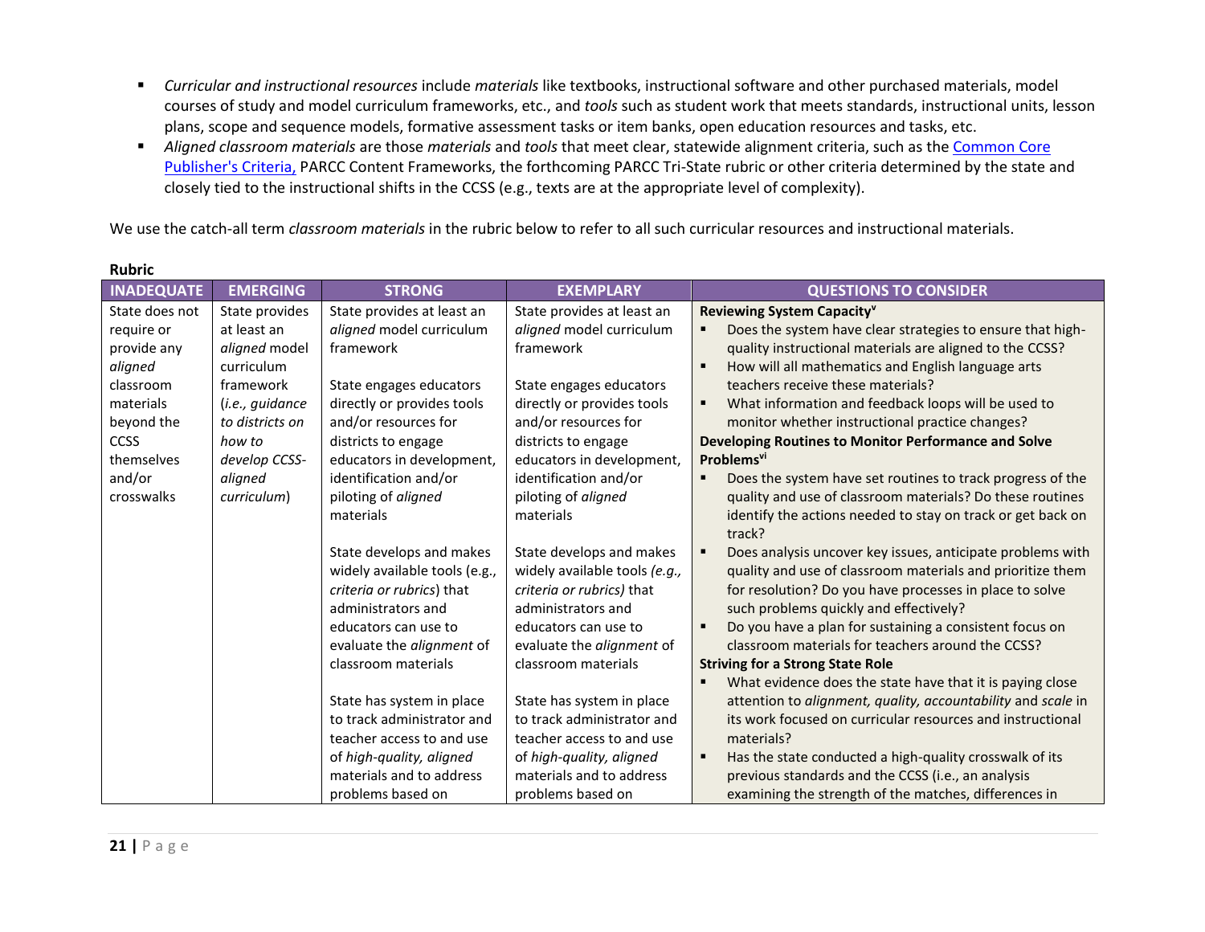- *Curricular and instructional resources* include *materials* like textbooks, instructional software and other purchased materials, model courses of study and model curriculum frameworks, etc., and *tools* such as student work that meets standards, instructional units, lesson plans, scope and sequence models, formative assessment tasks or item banks, open education resources and tasks, etc.
- *Aligned classroom materials* are those *materials* and *tools* that meet clear, statewide alignment criteria, such as the [Common Core Publisher's Criteria,](#) PARCC Content Frameworks, the forthcoming PARCC Tri-State rubric or other criteria determined by the state and closely tied to the instructional shifts in the CCSS (e.g., texts are at the appropriate level of complexity).

We use the catch-all term *classroom materials* in the rubric below to refer to all such curricular resources and instructional materials.

**Rubric**

| INADEQUATE | EMERGING | STRONG | EXEMPLARY | QUESTIONS TO CONSIDER |
|---|---|---|---|---|
| State does not require or provide any *aligned* classroom materials beyond the CCSS themselves and/or crosswalks | State provides at least an *aligned* model curriculum framework (*i.e., guidance to districts on how to develop CCSS-aligned curriculum*) | State provides at least an *aligned* model curriculum framework<br><br>State engages educators directly or provides tools and/or resources for districts to engage educators in development, identification and/or piloting of *aligned* materials<br><br>State develops and makes widely available tools (e.g., *criteria or rubrics*) that administrators and educators can use to evaluate the *alignment* of classroom materials<br><br>State has system in place to track administrator and teacher access to and use of *high-quality, aligned* materials and to address problems based on | State provides at least an *aligned* model curriculum framework<br><br>State engages educators directly or provides tools and/or resources for districts to engage educators in development, identification and/or piloting of *aligned* materials<br><br>State develops and makes widely available tools *(e.g., criteria or rubrics)* that administrators and educators can use to evaluate the *alignment* of classroom materials<br><br>State has system in place to track administrator and teacher access to and use of *high-quality, aligned* materials and to address problems based on | **Reviewing System Capacity**[v]<br>▪ Does the system have clear strategies to ensure that high-quality instructional materials are aligned to the CCSS?<br>▪ How will all mathematics and English language arts teachers receive these materials?<br>▪ What information and feedback loops will be used to monitor whether instructional practice changes?<br>**Developing Routines to Monitor Performance and Solve Problems**[vi]<br>▪ Does the system have set routines to track progress of the quality and use of classroom materials? Do these routines identify the actions needed to stay on track or get back on track?<br>▪ Does analysis uncover key issues, anticipate problems with quality and use of classroom materials and prioritize them for resolution? Do you have processes in place to solve such problems quickly and effectively?<br>▪ Do you have a plan for sustaining a consistent focus on classroom materials for teachers around the CCSS?<br>**Striving for a Strong State Role**<br>▪ What evidence does the state have that it is paying close attention to *alignment, quality, accountability* and *scale* in its work focused on curricular resources and instructional materials?<br>▪ Has the state conducted a high-quality crosswalk of its previous standards and the CCSS (i.e., an analysis examining the strength of the matches, differences in |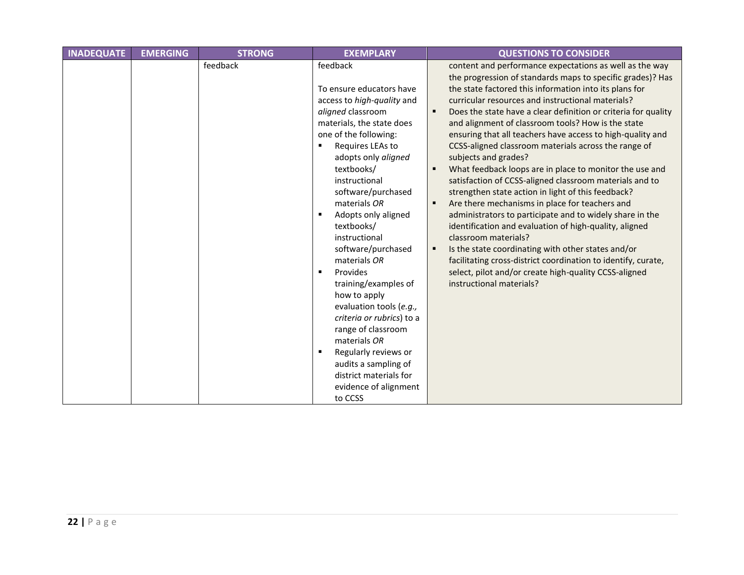| INADEQUATE | EMERGING | STRONG | EXEMPLARY | QUESTIONS TO CONSIDER |
|---|---|---|---|---|
| | | feedback | feedback<br><br>To ensure educators have access to *high-quality* and *aligned* classroom materials, the state does one of the following:<br>▪ Requires LEAs to adopts only *aligned* textbooks/ instructional software/purchased materials *OR*<br>▪ Adopts only aligned textbooks/ instructional software/purchased materials *OR*<br>▪ Provides training/examples of how to apply evaluation tools (*e.g., criteria or rubrics*) to a range of classroom materials *OR*<br>▪ Regularly reviews or audits a sampling of district materials for evidence of alignment to CCSS | content and performance expectations as well as the way the progression of standards maps to specific grades)? Has the state factored this information into its plans for curricular resources and instructional materials?<br>▪ Does the state have a clear definition or criteria for quality and alignment of classroom tools? How is the state ensuring that all teachers have access to high-quality and CCSS-aligned classroom materials across the range of subjects and grades?<br>▪ What feedback loops are in place to monitor the use and satisfaction of CCSS-aligned classroom materials and to strengthen state action in light of this feedback?<br>▪ Are there mechanisms in place for teachers and administrators to participate and to widely share in the identification and evaluation of high-quality, aligned classroom materials?<br>▪ Is the state coordinating with other states and/or facilitating cross-district coordination to identify, curate, select, pilot and/or create high-quality CCSS-aligned instructional materials? |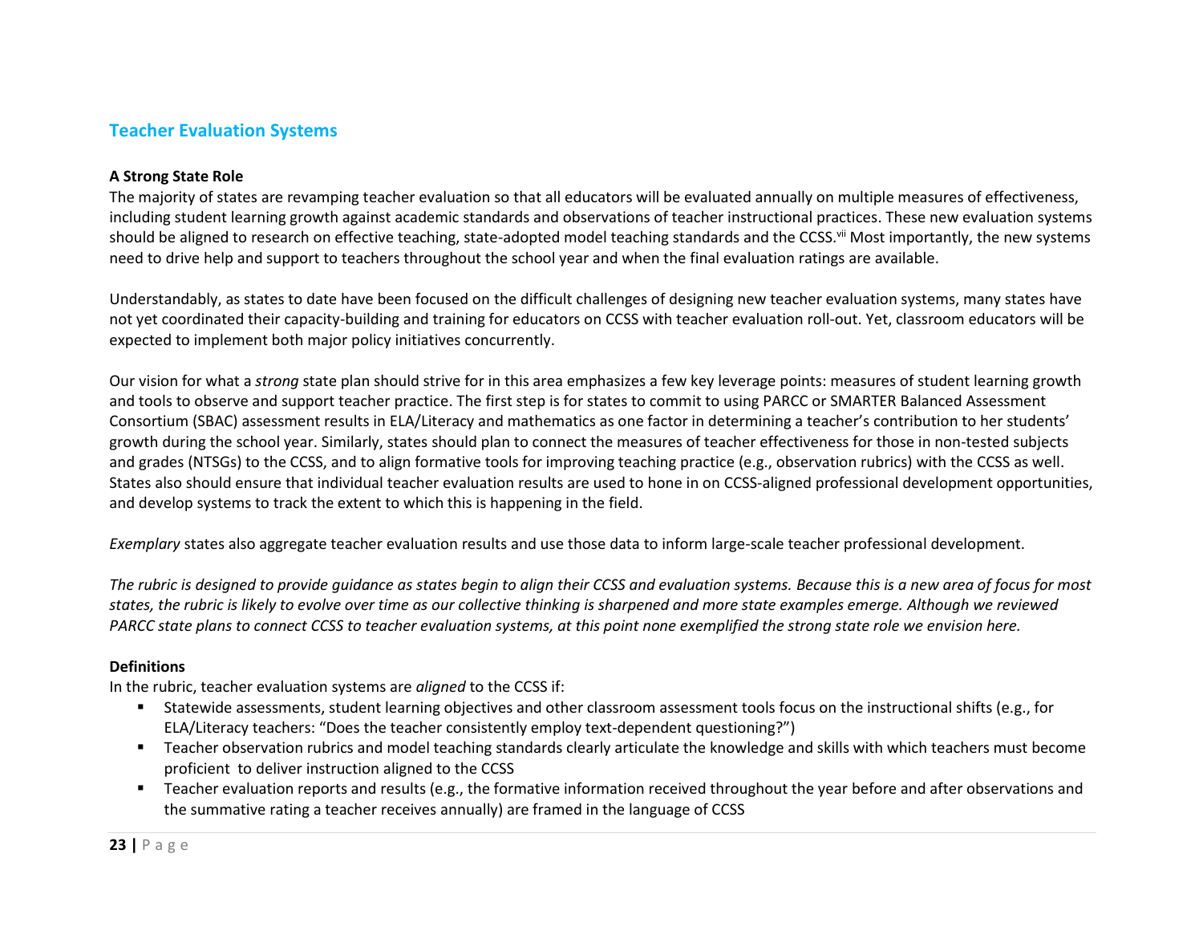## Teacher Evaluation Systems

**A Strong State Role**

The majority of states are revamping teacher evaluation so that all educators will be evaluated annually on multiple measures of effectiveness, including student learning growth against academic standards and observations of teacher instructional practices. These new evaluation systems should be aligned to research on effective teaching, state-adopted model teaching standards and the CCSS.[vii] Most importantly, the new systems need to drive help and support to teachers throughout the school year and when the final evaluation ratings are available.

Understandably, as states to date have been focused on the difficult challenges of designing new teacher evaluation systems, many states have not yet coordinated their capacity-building and training for educators on CCSS with teacher evaluation roll-out. Yet, classroom educators will be expected to implement both major policy initiatives concurrently.

Our vision for what a *strong* state plan should strive for in this area emphasizes a few key leverage points: measures of student learning growth and tools to observe and support teacher practice. The first step is for states to commit to using PARCC or SMARTER Balanced Assessment Consortium (SBAC) assessment results in ELA/Literacy and mathematics as one factor in determining a teacher's contribution to her students' growth during the school year. Similarly, states should plan to connect the measures of teacher effectiveness for those in non-tested subjects and grades (NTSGs) to the CCSS, and to align formative tools for improving teaching practice (e.g., observation rubrics) with the CCSS as well. States also should ensure that individual teacher evaluation results are used to hone in on CCSS-aligned professional development opportunities, and develop systems to track the extent to which this is happening in the field.

*Exemplary* states also aggregate teacher evaluation results and use those data to inform large-scale teacher professional development.

*The rubric is designed to provide guidance as states begin to align their CCSS and evaluation systems. Because this is a new area of focus for most states, the rubric is likely to evolve over time as our collective thinking is sharpened and more state examples emerge. Although we reviewed PARCC state plans to connect CCSS to teacher evaluation systems, at this point none exemplified the strong state role we envision here.*

**Definitions**

In the rubric, teacher evaluation systems are *aligned* to the CCSS if:

- Statewide assessments, student learning objectives and other classroom assessment tools focus on the instructional shifts (e.g., for ELA/Literacy teachers: "Does the teacher consistently employ text-dependent questioning?")
- Teacher observation rubrics and model teaching standards clearly articulate the knowledge and skills with which teachers must become proficient to deliver instruction aligned to the CCSS
- Teacher evaluation reports and results (e.g., the formative information received throughout the year before and after observations and the summative rating a teacher receives annually) are framed in the language of CCSS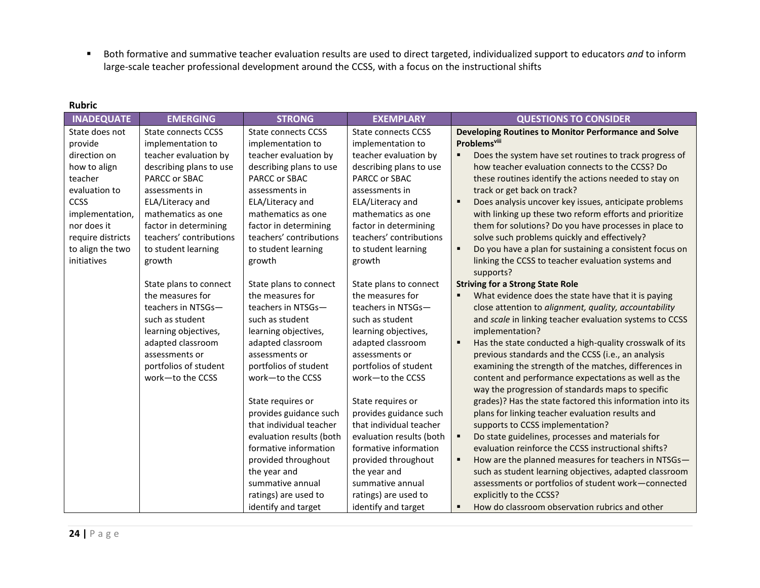- Both formative and summative teacher evaluation results are used to direct targeted, individualized support to educators *and* to inform large-scale teacher professional development around the CCSS, with a focus on the instructional shifts

**Rubric**

| INADEQUATE | EMERGING | STRONG | EXEMPLARY | QUESTIONS TO CONSIDER |
|---|---|---|---|---|
| State does not provide direction on how to align teacher evaluation to CCSS implementation, nor does it require districts to align the two initiatives | State connects CCSS implementation to teacher evaluation by describing plans to use PARCC or SBAC assessments in ELA/Literacy and mathematics as one factor in determining teachers' contributions to student learning growth<br><br>State plans to connect the measures for teachers in NTSGs—such as student learning objectives, adapted classroom assessments or portfolios of student work—to the CCSS | State connects CCSS implementation to teacher evaluation by describing plans to use PARCC or SBAC assessments in ELA/Literacy and mathematics as one factor in determining teachers' contributions to student learning growth<br><br>State plans to connect the measures for teachers in NTSGs—such as student learning objectives, adapted classroom assessments or portfolios of student work—to the CCSS<br><br>State requires or provides guidance such that individual teacher evaluation results (both formative information provided throughout the year and summative annual ratings) are used to identify and target | State connects CCSS implementation to teacher evaluation by describing plans to use PARCC or SBAC assessments in ELA/Literacy and mathematics as one factor in determining teachers' contributions to student learning growth<br><br>State plans to connect the measures for teachers in NTSGs—such as student learning objectives, adapted classroom assessments or portfolios of student work—to the CCSS<br><br>State requires or provides guidance such that individual teacher evaluation results (both formative information provided throughout the year and summative annual ratings) are used to identify and target | **Developing Routines to Monitor Performance and Solve Problems[viii]**<br>▪ Does the system have set routines to track progress of how teacher evaluation connects to the CCSS? Do these routines identify the actions needed to stay on track or get back on track?<br>▪ Does analysis uncover key issues, anticipate problems with linking up these two reform efforts and prioritize them for solutions? Do you have processes in place to solve such problems quickly and effectively?<br>▪ Do you have a plan for sustaining a consistent focus on linking the CCSS to teacher evaluation systems and supports?<br>**Striving for a Strong State Role**<br>▪ What evidence does the state have that it is paying close attention to *alignment, quality, accountability* and *scale* in linking teacher evaluation systems to CCSS implementation?<br>▪ Has the state conducted a high-quality crosswalk of its previous standards and the CCSS (i.e., an analysis examining the strength of the matches, differences in content and performance expectations as well as the way the progression of standards maps to specific grades)? Has the state factored this information into its plans for linking teacher evaluation results and supports to CCSS implementation?<br>▪ Do state guidelines, processes and materials for evaluation reinforce the CCSS instructional shifts?<br>▪ How are the planned measures for teachers in NTSGs—such as student learning objectives, adapted classroom assessments or portfolios of student work—connected explicitly to the CCSS?<br>▪ How do classroom observation rubrics and other |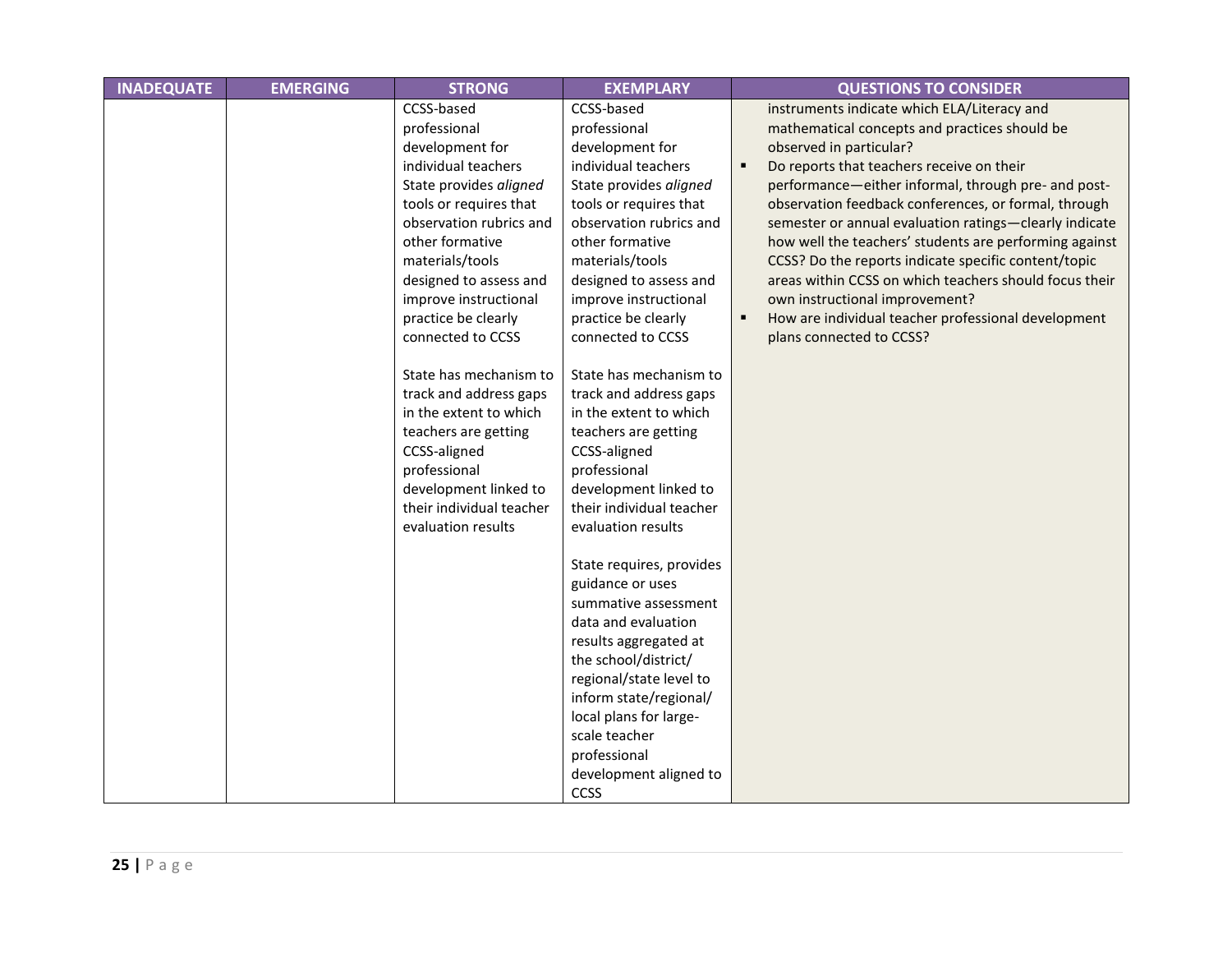| INADEQUATE | EMERGING | STRONG | EXEMPLARY | QUESTIONS TO CONSIDER |
|---|---|---|---|---|
| | | CCSS-based professional development for individual teachers State provides *aligned* tools or requires that observation rubrics and other formative materials/tools designed to assess and improve instructional practice be clearly connected to CCSS<br><br>State has mechanism to track and address gaps in the extent to which teachers are getting CCSS-aligned professional development linked to their individual teacher evaluation results | CCSS-based professional development for individual teachers State provides *aligned* tools or requires that observation rubrics and other formative materials/tools designed to assess and improve instructional practice be clearly connected to CCSS<br><br>State has mechanism to track and address gaps in the extent to which teachers are getting CCSS-aligned professional development linked to their individual teacher evaluation results<br><br>State requires, provides guidance or uses summative assessment data and evaluation results aggregated at the school/district/ regional/state level to inform state/regional/ local plans for large-scale teacher professional development aligned to CCSS | instruments indicate which ELA/Literacy and mathematical concepts and practices should be observed in particular?<br>▪ Do reports that teachers receive on their performance—either informal, through pre- and post-observation feedback conferences, or formal, through semester or annual evaluation ratings—clearly indicate how well the teachers' students are performing against CCSS? Do the reports indicate specific content/topic areas within CCSS on which teachers should focus their own instructional improvement?<br>▪ How are individual teacher professional development plans connected to CCSS? |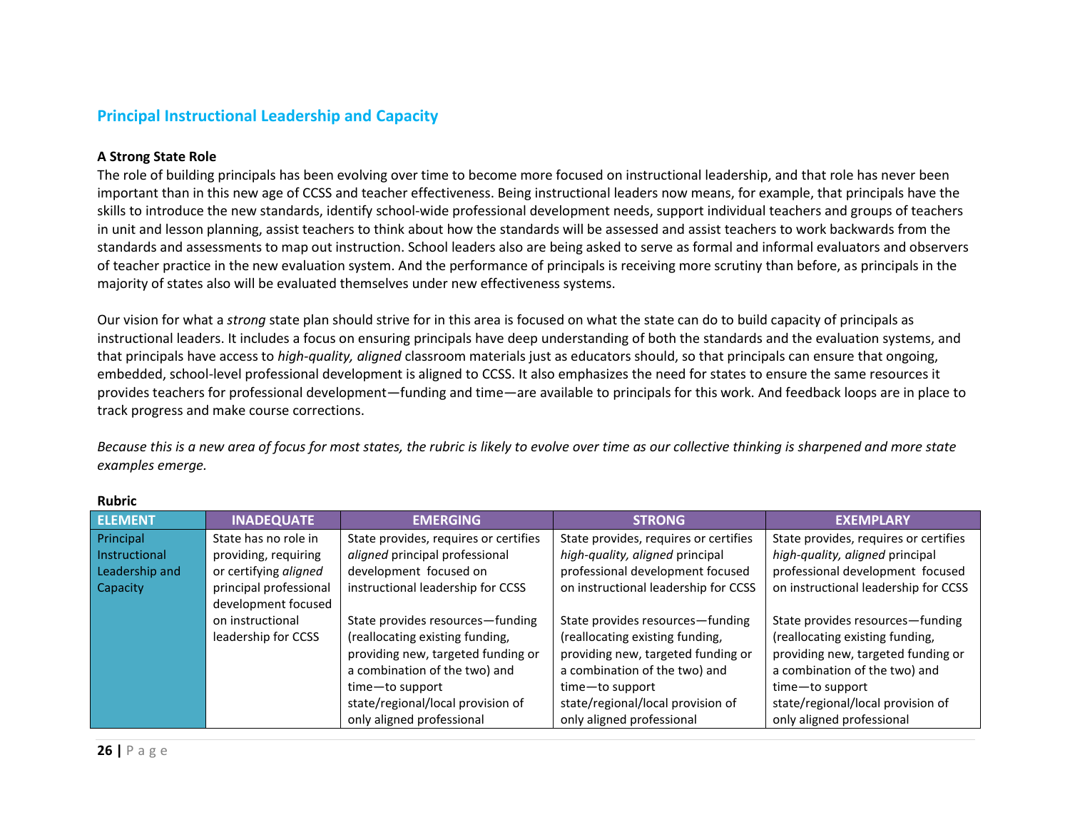## Principal Instructional Leadership and Capacity

### A Strong State Role

The role of building principals has been evolving over time to become more focused on instructional leadership, and that role has never been important than in this new age of CCSS and teacher effectiveness. Being instructional leaders now means, for example, that principals have the skills to introduce the new standards, identify school-wide professional development needs, support individual teachers and groups of teachers in unit and lesson planning, assist teachers to think about how the standards will be assessed and assist teachers to work backwards from the standards and assessments to map out instruction. School leaders also are being asked to serve as formal and informal evaluators and observers of teacher practice in the new evaluation system. And the performance of principals is receiving more scrutiny than before, as principals in the majority of states also will be evaluated themselves under new effectiveness systems.

Our vision for what a *strong* state plan should strive for in this area is focused on what the state can do to build capacity of principals as instructional leaders. It includes a focus on ensuring principals have deep understanding of both the standards and the evaluation systems, and that principals have access to *high-quality, aligned* classroom materials just as educators should, so that principals can ensure that ongoing, embedded, school-level professional development is aligned to CCSS. It also emphasizes the need for states to ensure the same resources it provides teachers for professional development—funding and time—are available to principals for this work. And feedback loops are in place to track progress and make course corrections.

*Because this is a new area of focus for most states, the rubric is likely to evolve over time as our collective thinking is sharpened and more state examples emerge.*

**Rubric**

| ELEMENT | INADEQUATE | EMERGING | STRONG | EXEMPLARY |
|---|---|---|---|---|
| Principal Instructional Leadership and Capacity | State has no role in providing, requiring or certifying *aligned* principal professional development focused on instructional leadership for CCSS | State provides, requires or certifies *aligned* principal professional development focused on instructional leadership for CCSS<br><br>State provides resources—funding (reallocating existing funding, providing new, targeted funding or a combination of the two) and time—to support state/regional/local provision of only aligned professional | State provides, requires or certifies *high-quality, aligned* principal professional development focused on instructional leadership for CCSS<br><br>State provides resources—funding (reallocating existing funding, providing new, targeted funding or a combination of the two) and time—to support state/regional/local provision of only aligned professional | State provides, requires or certifies *high-quality, aligned* principal professional development focused on instructional leadership for CCSS<br><br>State provides resources—funding (reallocating existing funding, providing new, targeted funding or a combination of the two) and time—to support state/regional/local provision of only aligned professional |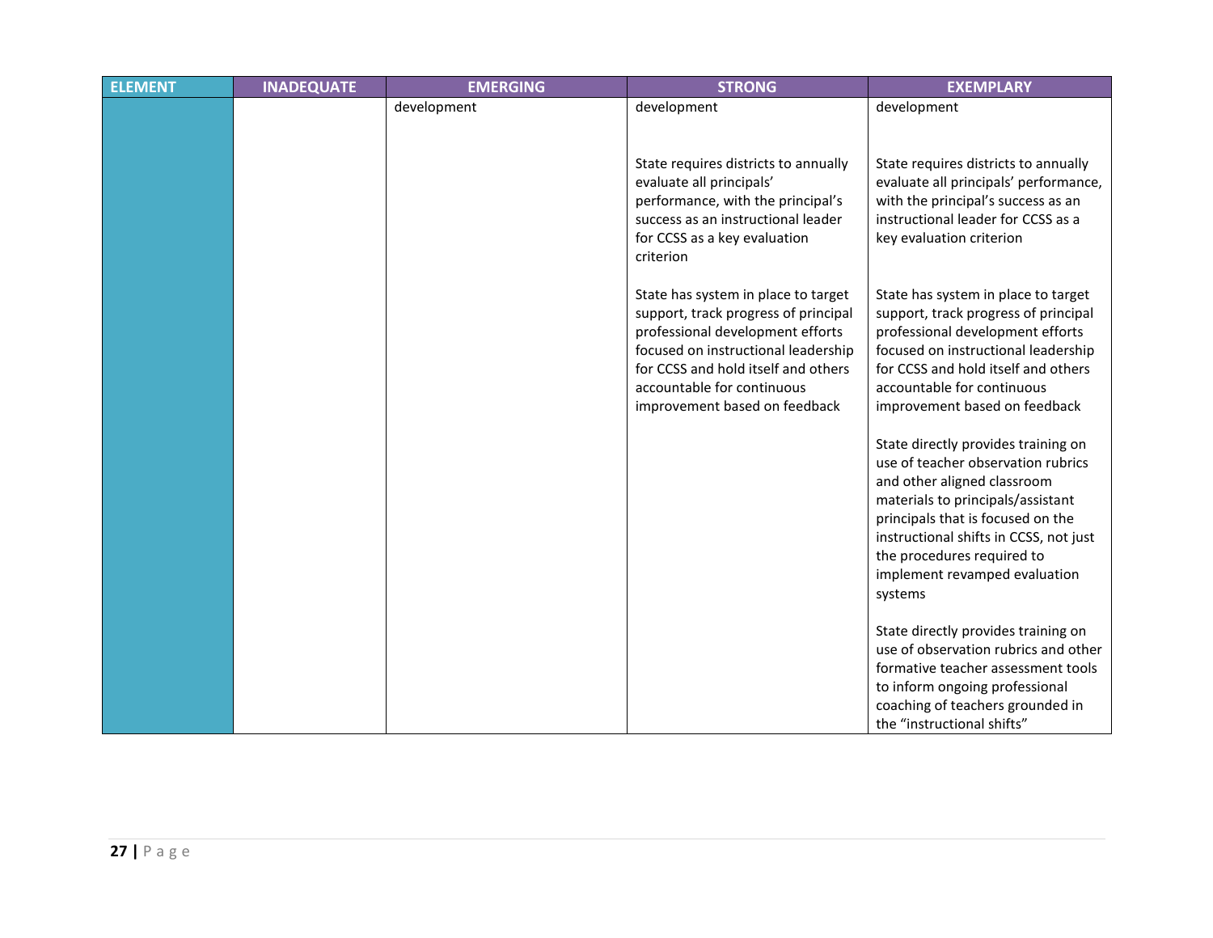| ELEMENT | INADEQUATE | EMERGING | STRONG | EXEMPLARY |
|---|---|---|---|---|
| | | development | development<br><br>State requires districts to annually evaluate all principals' performance, with the principal's success as an instructional leader for CCSS as a key evaluation criterion<br><br>State has system in place to target support, track progress of principal professional development efforts focused on instructional leadership for CCSS and hold itself and others accountable for continuous improvement based on feedback | development<br><br>State requires districts to annually evaluate all principals' performance, with the principal's success as an instructional leader for CCSS as a key evaluation criterion<br><br>State has system in place to target support, track progress of principal professional development efforts focused on instructional leadership for CCSS and hold itself and others accountable for continuous improvement based on feedback<br><br>State directly provides training on use of teacher observation rubrics and other aligned classroom materials to principals/assistant principals that is focused on the instructional shifts in CCSS, not just the procedures required to implement revamped evaluation systems<br><br>State directly provides training on use of observation rubrics and other formative teacher assessment tools to inform ongoing professional coaching of teachers grounded in the "instructional shifts" |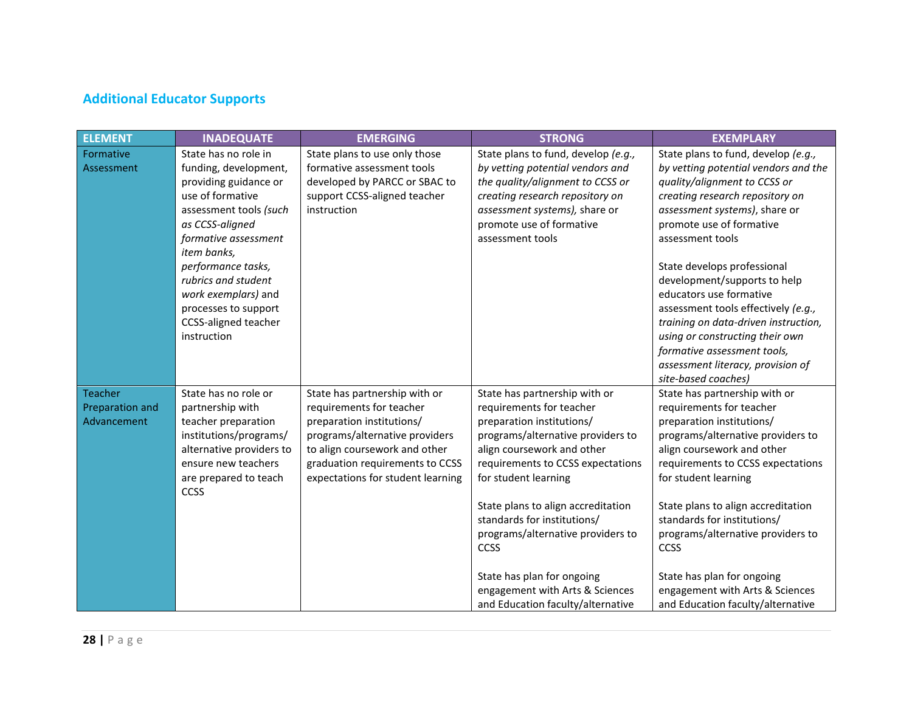## Additional Educator Supports

| ELEMENT | INADEQUATE | EMERGING | STRONG | EXEMPLARY |
|---|---|---|---|---|
| Formative Assessment | State has no role in funding, development, providing guidance or use of formative assessment tools *(such as CCSS-aligned formative assessment item banks, performance tasks, rubrics and student work exemplars)* and processes to support CCSS-aligned teacher instruction | State plans to use only those formative assessment tools developed by PARCC or SBAC to support CCSS-aligned teacher instruction | State plans to fund, develop *(e.g., by vetting potential vendors and the quality/alignment to CCSS or creating research repository on assessment systems),* share or promote use of formative assessment tools | State plans to fund, develop *(e.g., by vetting potential vendors and the quality/alignment to CCSS or creating research repository on assessment systems)*, share or promote use of formative assessment tools<br><br>State develops professional development/supports to help educators use formative assessment tools effectively *(e.g., training on data-driven instruction, using or constructing their own formative assessment tools, assessment literacy, provision of site-based coaches)* |
| Teacher Preparation and Advancement | State has no role or partnership with teacher preparation institutions/programs/ alternative providers to ensure new teachers are prepared to teach CCSS | State has partnership with or requirements for teacher preparation institutions/ programs/alternative providers to align coursework and other graduation requirements to CCSS expectations for student learning | State has partnership with or requirements for teacher preparation institutions/ programs/alternative providers to align coursework and other requirements to CCSS expectations for student learning<br><br>State plans to align accreditation standards for institutions/ programs/alternative providers to CCSS<br><br>State has plan for ongoing engagement with Arts & Sciences and Education faculty/alternative | State has partnership with or requirements for teacher preparation institutions/ programs/alternative providers to align coursework and other requirements to CCSS expectations for student learning<br><br>State plans to align accreditation standards for institutions/ programs/alternative providers to CCSS<br><br>State has plan for ongoing engagement with Arts & Sciences and Education faculty/alternative |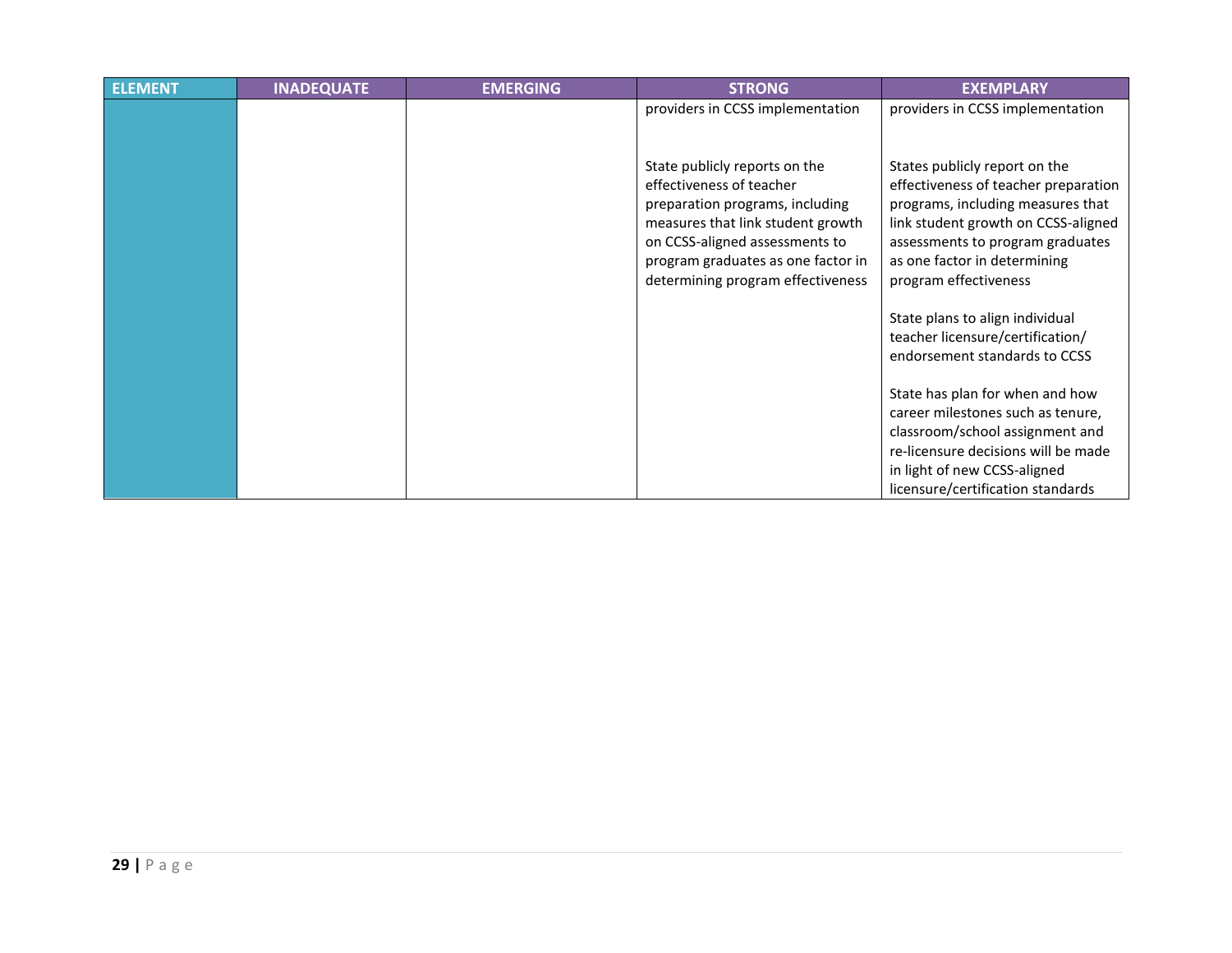| ELEMENT | INADEQUATE | EMERGING | STRONG | EXEMPLARY |
| --- | --- | --- | --- | --- |
| | | | providers in CCSS implementation<br><br>State publicly reports on the effectiveness of teacher preparation programs, including measures that link student growth on CCSS-aligned assessments to program graduates as one factor in determining program effectiveness | providers in CCSS implementation<br><br>States publicly report on the effectiveness of teacher preparation programs, including measures that link student growth on CCSS-aligned assessments to program graduates as one factor in determining program effectiveness<br><br>State plans to align individual teacher licensure/certification/ endorsement standards to CCSS<br><br>State has plan for when and how career milestones such as tenure, classroom/school assignment and re-licensure decisions will be made in light of new CCSS-aligned licensure/certification standards |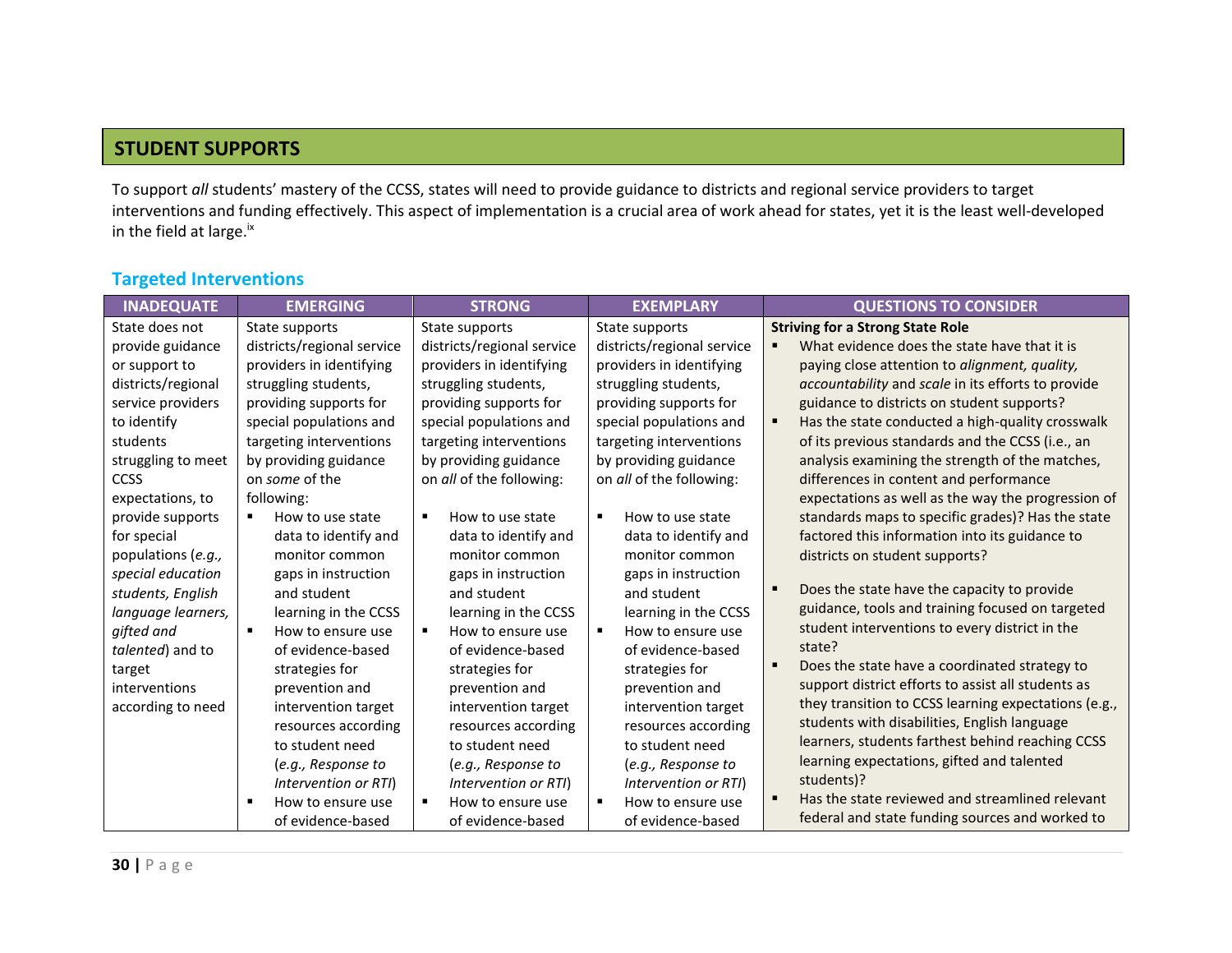## STUDENT SUPPORTS

To support *all* students' mastery of the CCSS, states will need to provide guidance to districts and regional service providers to target interventions and funding effectively. This aspect of implementation is a crucial area of work ahead for states, yet it is the least well-developed in the field at large.[ix]

### Targeted Interventions

| INADEQUATE | EMERGING | STRONG | EXEMPLARY | QUESTIONS TO CONSIDER |
|---|---|---|---|---|
| State does not provide guidance or support to districts/regional service providers to identify students struggling to meet CCSS expectations, to provide supports for special populations (*e.g., special education students, English language learners, gifted and talented*) and to target interventions according to need | State supports districts/regional service providers in identifying struggling students, providing supports for special populations and targeting interventions by providing guidance on *some* of the following: <br>▪ How to use state data to identify and monitor common gaps in instruction and student learning in the CCSS <br>▪ How to ensure use of evidence-based strategies for prevention and intervention target resources according to student need (*e.g., Response to Intervention or RTI*) <br>▪ How to ensure use of evidence-based | State supports districts/regional service providers in identifying struggling students, providing supports for special populations and targeting interventions by providing guidance on *all* of the following: <br>▪ How to use state data to identify and monitor common gaps in instruction and student learning in the CCSS <br>▪ How to ensure use of evidence-based strategies for prevention and intervention target resources according to student need (*e.g., Response to Intervention or RTI*) <br>▪ How to ensure use of evidence-based | State supports districts/regional service providers in identifying struggling students, providing supports for special populations and targeting interventions by providing guidance on *all* of the following: <br>▪ How to use state data to identify and monitor common gaps in instruction and student learning in the CCSS <br>▪ How to ensure use of evidence-based strategies for prevention and intervention target resources according to student need (*e.g., Response to Intervention or RTI*) <br>▪ How to ensure use of evidence-based | **Striving for a Strong State Role** <br>▪ What evidence does the state have that it is paying close attention to *alignment, quality, accountability* and *scale* in its efforts to provide guidance to districts on student supports? <br>▪ Has the state conducted a high-quality crosswalk of its previous standards and the CCSS (i.e., an analysis examining the strength of the matches, differences in content and performance expectations as well as the way the progression of standards maps to specific grades)? Has the state factored this information into its guidance to districts on student supports? <br>▪ Does the state have the capacity to provide guidance, tools and training focused on targeted student interventions to every district in the state? <br>▪ Does the state have a coordinated strategy to support district efforts to assist all students as they transition to CCSS learning expectations (e.g., students with disabilities, English language learners, students farthest behind reaching CCSS learning expectations, gifted and talented students)? <br>▪ Has the state reviewed and streamlined relevant federal and state funding sources and worked to |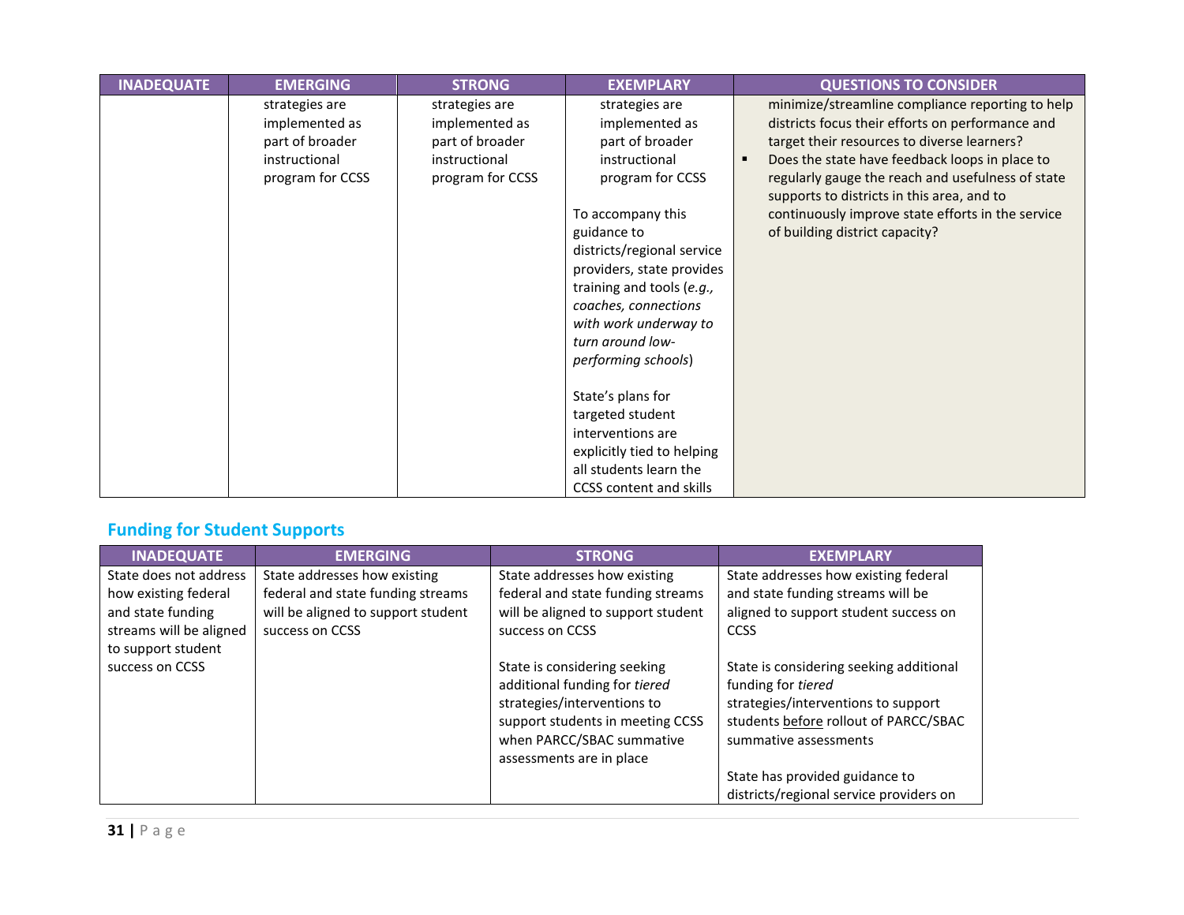| INADEQUATE | EMERGING | STRONG | EXEMPLARY | QUESTIONS TO CONSIDER |
|---|---|---|---|---|
| | strategies are implemented as part of broader instructional program for CCSS | strategies are implemented as part of broader instructional program for CCSS | strategies are implemented as part of broader instructional program for CCSS<br><br>To accompany this guidance to districts/regional service providers, state provides training and tools (*e.g., coaches, connections with work underway to turn around low-performing schools*)<br><br>State's plans for targeted student interventions are explicitly tied to helping all students learn the CCSS content and skills | minimize/streamline compliance reporting to help districts focus their efforts on performance and target their resources to diverse learners?<br>▪ Does the state have feedback loops in place to regularly gauge the reach and usefulness of state supports to districts in this area, and to continuously improve state efforts in the service of building district capacity? |

## Funding for Student Supports

| INADEQUATE | EMERGING | STRONG | EXEMPLARY |
|---|---|---|---|
| State does not address how existing federal and state funding streams will be aligned to support student success on CCSS | State addresses how existing federal and state funding streams will be aligned to support student success on CCSS | State addresses how existing federal and state funding streams will be aligned to support student success on CCSS<br><br>State is considering seeking additional funding for *tiered* strategies/interventions to support students in meeting CCSS when PARCC/SBAC summative assessments are in place | State addresses how existing federal and state funding streams will be aligned to support student success on CCSS<br><br>State is considering seeking additional funding for *tiered* strategies/interventions to support students <u>before</u> rollout of PARCC/SBAC summative assessments<br><br>State has provided guidance to districts/regional service providers on |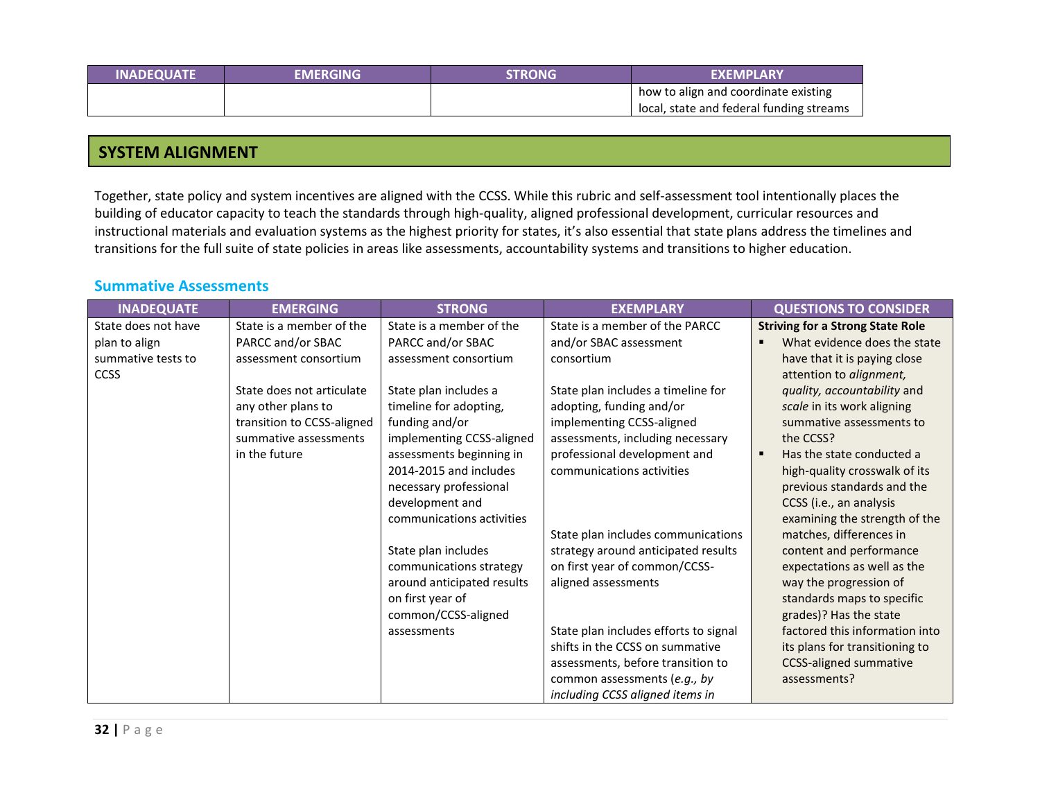| INADEQUATE | EMERGING | STRONG | EXEMPLARY |
|---|---|---|---|
| | | | how to align and coordinate existing local, state and federal funding streams |

## SYSTEM ALIGNMENT

Together, state policy and system incentives are aligned with the CCSS. While this rubric and self-assessment tool intentionally places the building of educator capacity to teach the standards through high-quality, aligned professional development, curricular resources and instructional materials and evaluation systems as the highest priority for states, it's also essential that state plans address the timelines and transitions for the full suite of state policies in areas like assessments, accountability systems and transitions to higher education.

### Summative Assessments

| INADEQUATE | EMERGING | STRONG | EXEMPLARY | QUESTIONS TO CONSIDER |
|---|---|---|---|---|
| State does not have plan to align summative tests to CCSS | State is a member of the PARCC and/or SBAC assessment consortium<br><br>State does not articulate any other plans to transition to CCSS-aligned summative assessments in the future | State is a member of the PARCC and/or SBAC assessment consortium<br><br>State plan includes a timeline for adopting, funding and/or implementing CCSS-aligned assessments beginning in 2014-2015 and includes necessary professional development and communications activities<br><br>State plan includes communications strategy around anticipated results on first year of common/CCSS-aligned assessments | State is a member of the PARCC and/or SBAC assessment consortium<br><br>State plan includes a timeline for adopting, funding and/or implementing CCSS-aligned assessments, including necessary professional development and communications activities<br><br>State plan includes communications strategy around anticipated results on first year of common/CCSS-aligned assessments<br><br>State plan includes efforts to signal shifts in the CCSS on summative assessments, before transition to common assessments (*e.g., by including CCSS aligned items in* | **Striving for a Strong State Role**<br>▪ What evidence does the state have that it is paying close attention to *alignment, quality, accountability* and *scale* in its work aligning summative assessments to the CCSS?<br>▪ Has the state conducted a high-quality crosswalk of its previous standards and the CCSS (i.e., an analysis examining the strength of the matches, differences in content and performance expectations as well as the way the progression of standards maps to specific grades)? Has the state factored this information into its plans for transitioning to CCSS-aligned summative assessments? |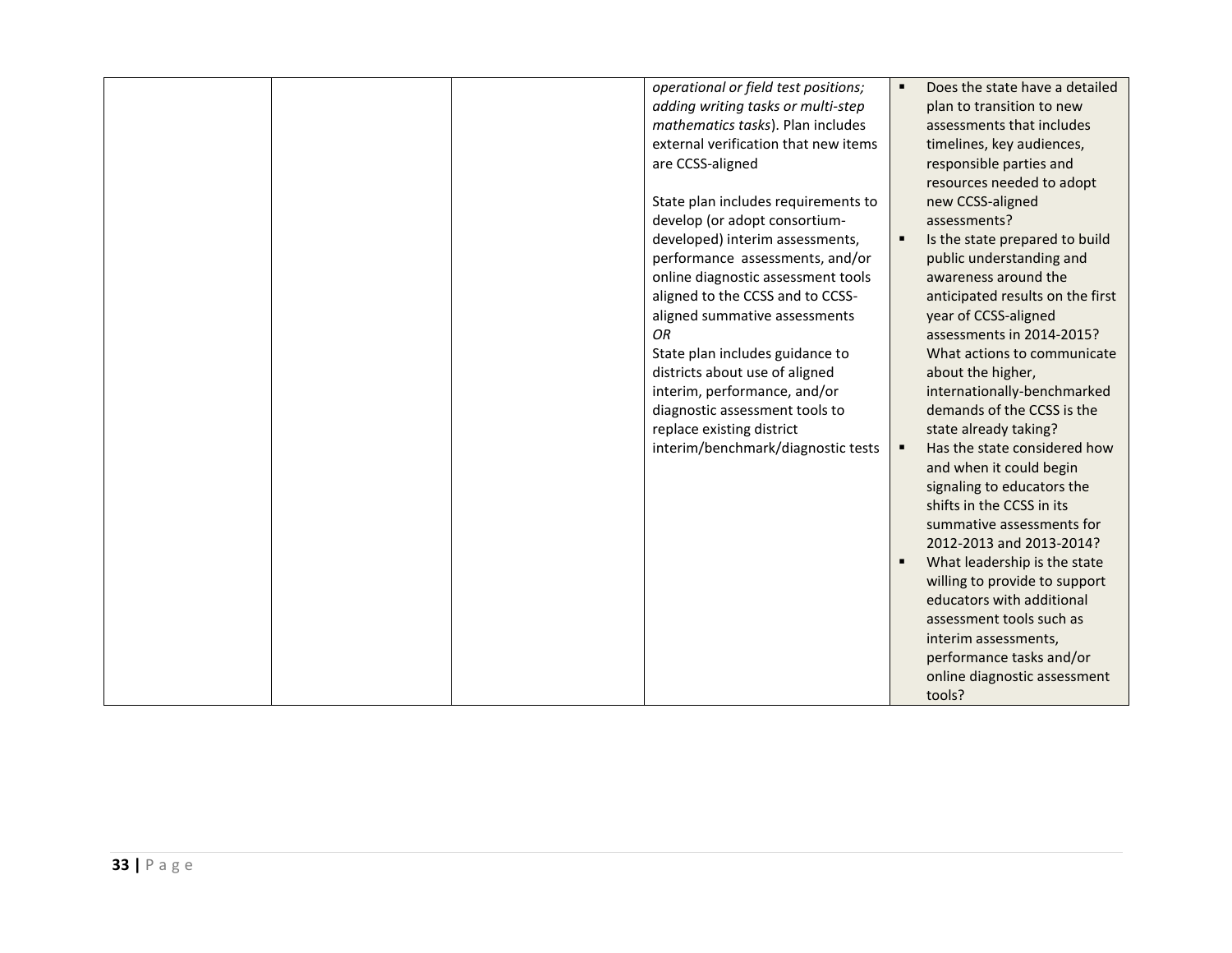|  |  |  | *operational or field test positions; adding writing tasks or multi-step mathematics tasks*). Plan includes external verification that new items are CCSS-aligned<br><br>State plan includes requirements to develop (or adopt consortium-developed) interim assessments, performance assessments, and/or online diagnostic assessment tools aligned to the CCSS and to CCSS-aligned summative assessments<br>*OR*<br>State plan includes guidance to districts about use of aligned interim, performance, and/or diagnostic assessment tools to replace existing district interim/benchmark/diagnostic tests | ▪ Does the state have a detailed plan to transition to new assessments that includes timelines, key audiences, responsible parties and resources needed to adopt new CCSS-aligned assessments?<br>▪ Is the state prepared to build public understanding and awareness around the anticipated results on the first year of CCSS-aligned assessments in 2014-2015? What actions to communicate about the higher, internationally-benchmarked demands of the CCSS is the state already taking?<br>▪ Has the state considered how and when it could begin signaling to educators the shifts in the CCSS in its summative assessments for 2012-2013 and 2013-2014?<br>▪ What leadership is the state willing to provide to support educators with additional assessment tools such as interim assessments, performance tasks and/or online diagnostic assessment tools? |
|---|---|---|---|---|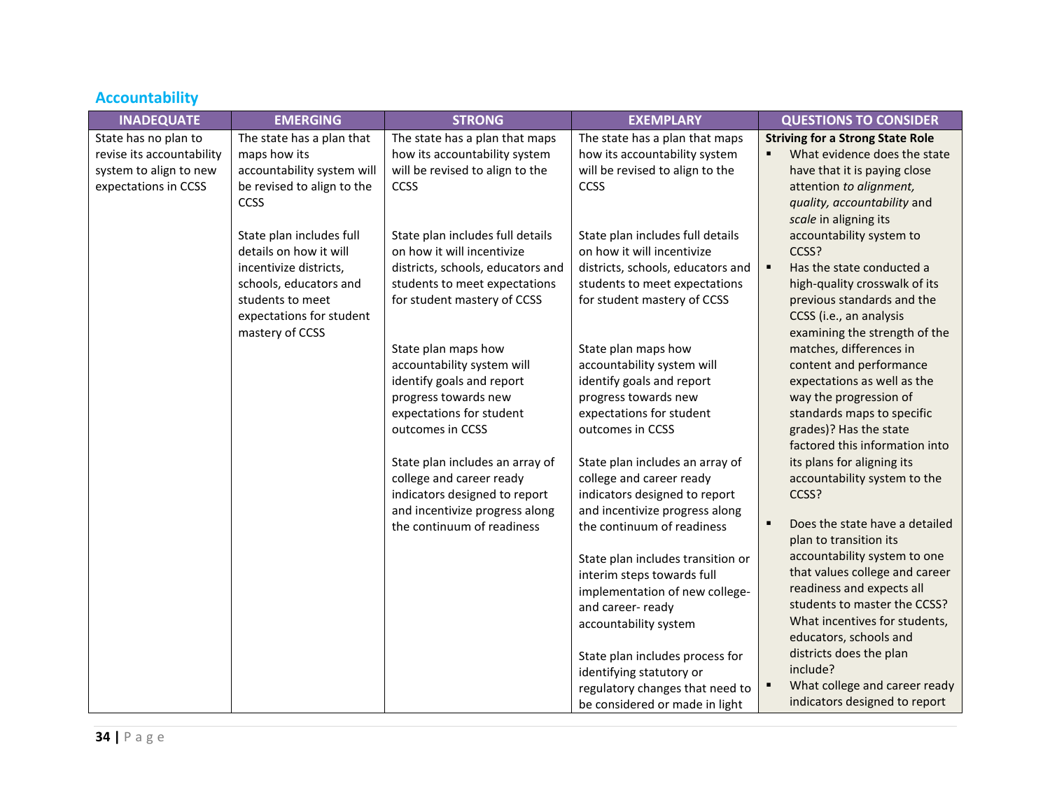## Accountability

| INADEQUATE | EMERGING | STRONG | EXEMPLARY | QUESTIONS TO CONSIDER |
|---|---|---|---|---|
| State has no plan to revise its accountability system to align to new expectations in CCSS | The state has a plan that maps how its accountability system will be revised to align to the CCSS<br><br>State plan includes full details on how it will incentivize districts, schools, educators and students to meet expectations for student mastery of CCSS | The state has a plan that maps how its accountability system will be revised to align to the CCSS<br><br>State plan includes full details on how it will incentivize districts, schools, educators and students to meet expectations for student mastery of CCSS<br><br>State plan maps how accountability system will identify goals and report progress towards new expectations for student outcomes in CCSS<br><br>State plan includes an array of college and career ready indicators designed to report and incentivize progress along the continuum of readiness | The state has a plan that maps how its accountability system will be revised to align to the CCSS<br><br>State plan includes full details on how it will incentivize districts, schools, educators and students to meet expectations for student mastery of CCSS<br><br>State plan maps how accountability system will identify goals and report progress towards new expectations for student outcomes in CCSS<br><br>State plan includes an array of college and career ready indicators designed to report and incentivize progress along the continuum of readiness<br><br>State plan includes transition or interim steps towards full implementation of new college- and career- ready accountability system<br><br>State plan includes process for identifying statutory or regulatory changes that need to be considered or made in light | **Striving for a Strong State Role**<br>▪ What evidence does the state have that it is paying close attention *to alignment, quality, accountability* and *scale* in aligning its accountability system to CCSS?<br>▪ Has the state conducted a high-quality crosswalk of its previous standards and the CCSS (i.e., an analysis examining the strength of the matches, differences in content and performance expectations as well as the way the progression of standards maps to specific grades)? Has the state factored this information into its plans for aligning its accountability system to the CCSS?<br>▪ Does the state have a detailed plan to transition its accountability system to one that values college and career readiness and expects all students to master the CCSS? What incentives for students, educators, schools and districts does the plan include?<br>▪ What college and career ready indicators designed to report |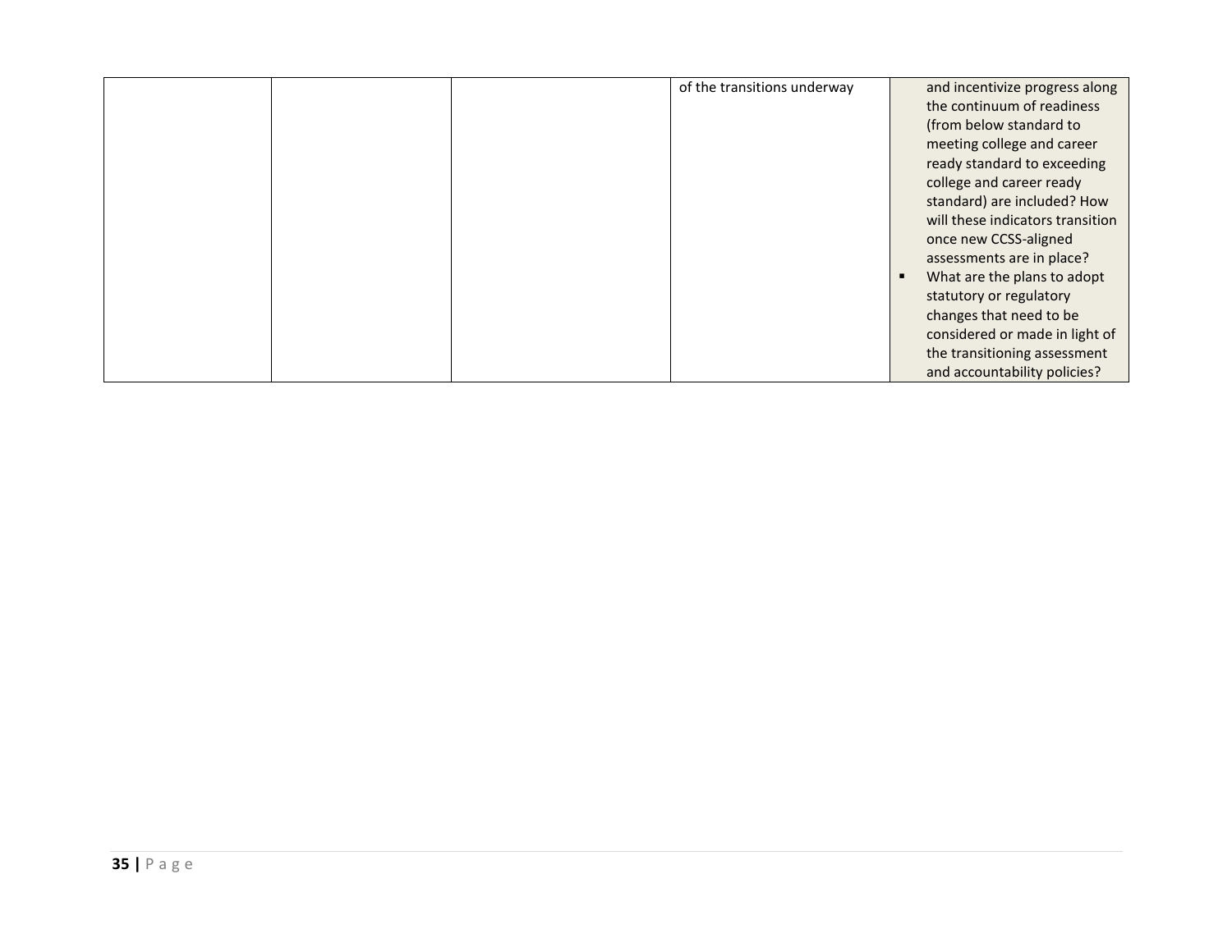| | | | | |
|---|---|---|---|---|
| | | | of the transitions underway | and incentivize progress along the continuum of readiness (from below standard to meeting college and career ready standard to exceeding college and career ready standard) are included? How will these indicators transition once new CCSS-aligned assessments are in place?<br>▪ What are the plans to adopt statutory or regulatory changes that need to be considered or made in light of the transitioning assessment and accountability policies? |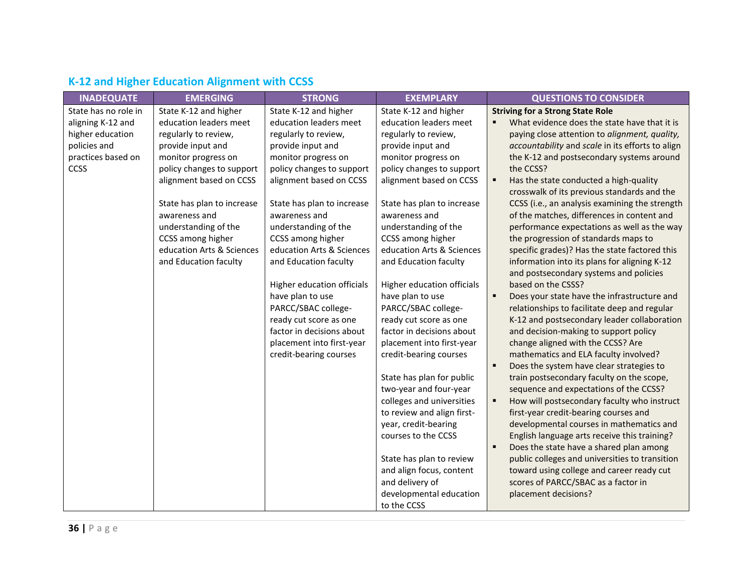## K-12 and Higher Education Alignment with CCSS

| INADEQUATE | EMERGING | STRONG | EXEMPLARY | QUESTIONS TO CONSIDER |
|---|---|---|---|---|
| State has no role in aligning K-12 and higher education policies and practices based on CCSS | State K-12 and higher education leaders meet regularly to review, provide input and monitor progress on policy changes to support alignment based on CCSS<br><br>State has plan to increase awareness and understanding of the CCSS among higher education Arts & Sciences and Education faculty | State K-12 and higher education leaders meet regularly to review, provide input and monitor progress on policy changes to support alignment based on CCSS<br><br>State has plan to increase awareness and understanding of the CCSS among higher education Arts & Sciences and Education faculty<br><br>Higher education officials have plan to use PARCC/SBAC college-ready cut score as one factor in decisions about placement into first-year credit-bearing courses | State K-12 and higher education leaders meet regularly to review, provide input and monitor progress on policy changes to support alignment based on CCSS<br><br>State has plan to increase awareness and understanding of the CCSS among higher education Arts & Sciences and Education faculty<br><br>Higher education officials have plan to use PARCC/SBAC college-ready cut score as one factor in decisions about placement into first-year credit-bearing courses<br><br>State has plan for public two-year and four-year colleges and universities to review and align first-year, credit-bearing courses to the CCSS<br><br>State has plan to review and align focus, content and delivery of developmental education to the CCSS | **Striving for a Strong State Role**<br>▪ What evidence does the state have that it is paying close attention to *alignment, quality, accountability* and *scale* in its efforts to align the K-12 and postsecondary systems around the CCSS?<br>▪ Has the state conducted a high-quality crosswalk of its previous standards and the CCSS (i.e., an analysis examining the strength of the matches, differences in content and performance expectations as well as the way the progression of standards maps to specific grades)? Has the state factored this information into its plans for aligning K-12 and postsecondary systems and policies based on the CSSS?<br>▪ Does your state have the infrastructure and relationships to facilitate deep and regular K-12 and postsecondary leader collaboration and decision-making to support policy change aligned with the CCSS? Are mathematics and ELA faculty involved?<br>▪ Does the system have clear strategies to train postsecondary faculty on the scope, sequence and expectations of the CCSS?<br>▪ How will postsecondary faculty who instruct first-year credit-bearing courses and developmental courses in mathematics and English language arts receive this training?<br>▪ Does the state have a shared plan among public colleges and universities to transition toward using college and career ready cut scores of PARCC/SBAC as a factor in placement decisions? |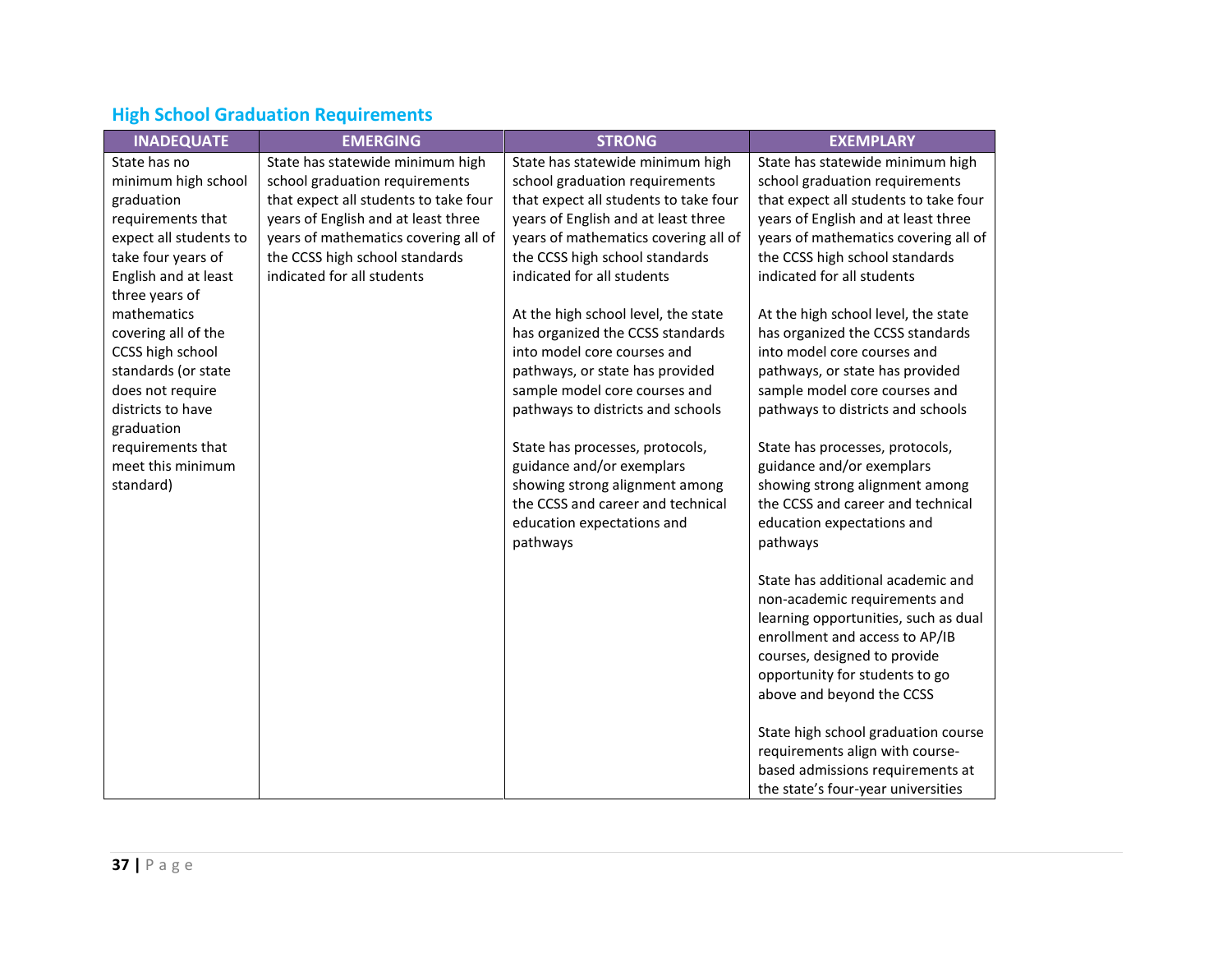## High School Graduation Requirements

| INADEQUATE | EMERGING | STRONG | EXEMPLARY |
|---|---|---|---|
| State has no minimum high school graduation requirements that expect all students to take four years of English and at least three years of mathematics covering all of the CCSS high school standards (or state does not require districts to have graduation requirements that meet this minimum standard) | State has statewide minimum high school graduation requirements that expect all students to take four years of English and at least three years of mathematics covering all of the CCSS high school standards indicated for all students | State has statewide minimum high school graduation requirements that expect all students to take four years of English and at least three years of mathematics covering all of the CCSS high school standards indicated for all students<br><br>At the high school level, the state has organized the CCSS standards into model core courses and pathways, or state has provided sample model core courses and pathways to districts and schools<br><br>State has processes, protocols, guidance and/or exemplars showing strong alignment among the CCSS and career and technical education expectations and pathways | State has statewide minimum high school graduation requirements that expect all students to take four years of English and at least three years of mathematics covering all of the CCSS high school standards indicated for all students<br><br>At the high school level, the state has organized the CCSS standards into model core courses and pathways, or state has provided sample model core courses and pathways to districts and schools<br><br>State has processes, protocols, guidance and/or exemplars showing strong alignment among the CCSS and career and technical education expectations and pathways<br><br>State has additional academic and non-academic requirements and learning opportunities, such as dual enrollment and access to AP/IB courses, designed to provide opportunity for students to go above and beyond the CCSS<br><br>State high school graduation course requirements align with course-based admissions requirements at the state's four-year universities |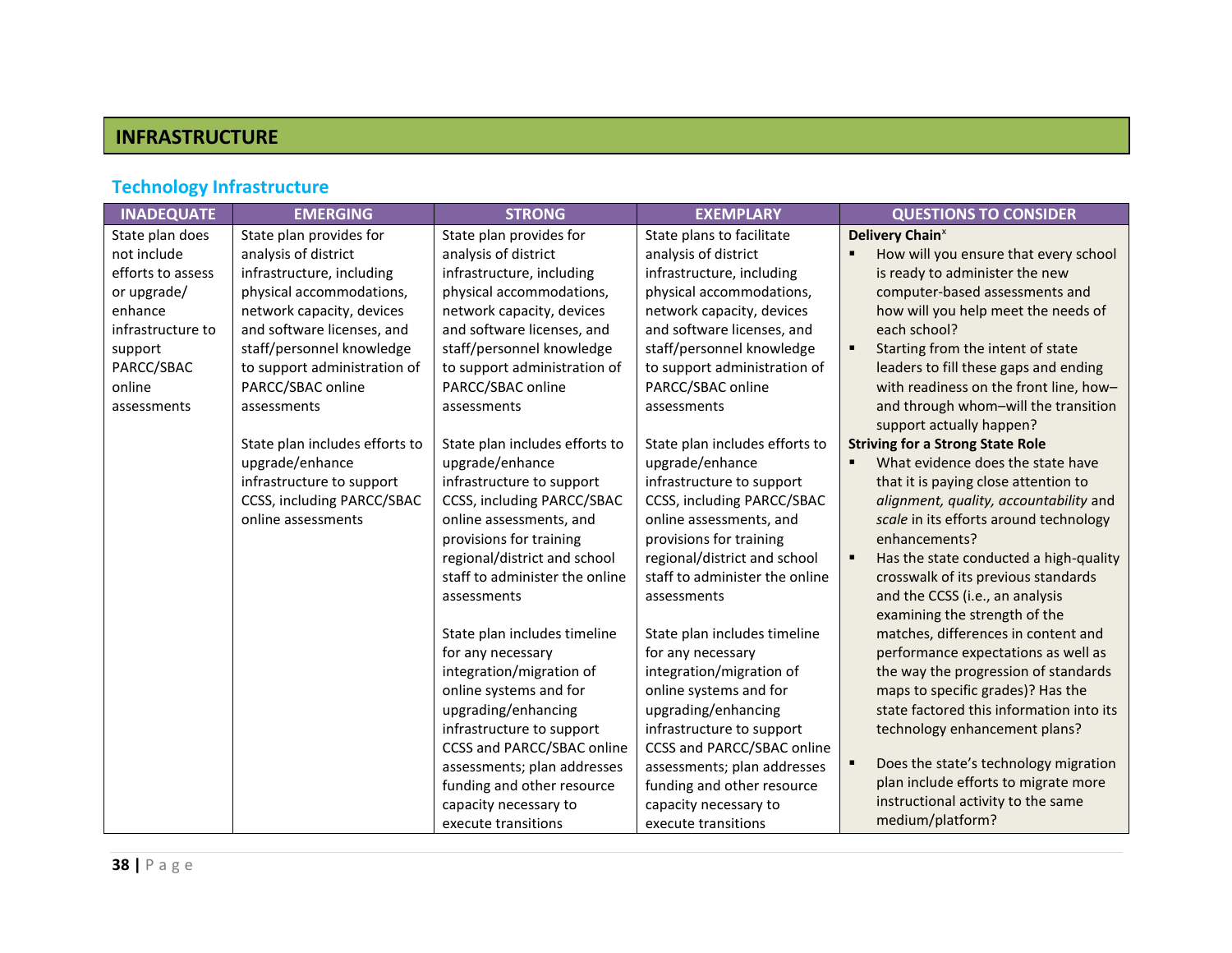# INFRASTRUCTURE

## Technology Infrastructure

| INADEQUATE | EMERGING | STRONG | EXEMPLARY | QUESTIONS TO CONSIDER |
|---|---|---|---|---|
| State plan does not include efforts to assess or upgrade/ enhance infrastructure to support PARCC/SBAC online assessments | State plan provides for analysis of district infrastructure, including physical accommodations, network capacity, devices and software licenses, and staff/personnel knowledge to support administration of PARCC/SBAC online assessments<br><br>State plan includes efforts to upgrade/enhance infrastructure to support CCSS, including PARCC/SBAC online assessments | State plan provides for analysis of district infrastructure, including physical accommodations, network capacity, devices and software licenses, and staff/personnel knowledge to support administration of PARCC/SBAC online assessments<br><br>State plan includes efforts to upgrade/enhance infrastructure to support CCSS, including PARCC/SBAC online assessments, and provisions for training regional/district and school staff to administer the online assessments<br><br>State plan includes timeline for any necessary integration/migration of online systems and for upgrading/enhancing infrastructure to support CCSS and PARCC/SBAC online assessments; plan addresses funding and other resource capacity necessary to execute transitions | State plans to facilitate analysis of district infrastructure, including physical accommodations, network capacity, devices and software licenses, and staff/personnel knowledge to support administration of PARCC/SBAC online assessments<br><br>State plan includes efforts to upgrade/enhance infrastructure to support CCSS, including PARCC/SBAC online assessments, and provisions for training regional/district and school staff to administer the online assessments<br><br>State plan includes timeline for any necessary integration/migration of online systems and for upgrading/enhancing infrastructure to support CCSS and PARCC/SBAC online assessments; plan addresses funding and other resource capacity necessary to execute transitions | **Delivery Chain**[x]<br>▪ How will you ensure that every school is ready to administer the new computer-based assessments and how will you help meet the needs of each school?<br>▪ Starting from the intent of state leaders to fill these gaps and ending with readiness on the front line, how–and through whom–will the transition support actually happen?<br>**Striving for a Strong State Role**<br>▪ What evidence does the state have that it is paying close attention to *alignment, quality, accountability* and *scale* in its efforts around technology enhancements?<br>▪ Has the state conducted a high-quality crosswalk of its previous standards and the CCSS (i.e., an analysis examining the strength of the matches, differences in content and performance expectations as well as the way the progression of standards maps to specific grades)? Has the state factored this information into its technology enhancement plans?<br>▪ Does the state's technology migration plan include efforts to migrate more instructional activity to the same medium/platform? |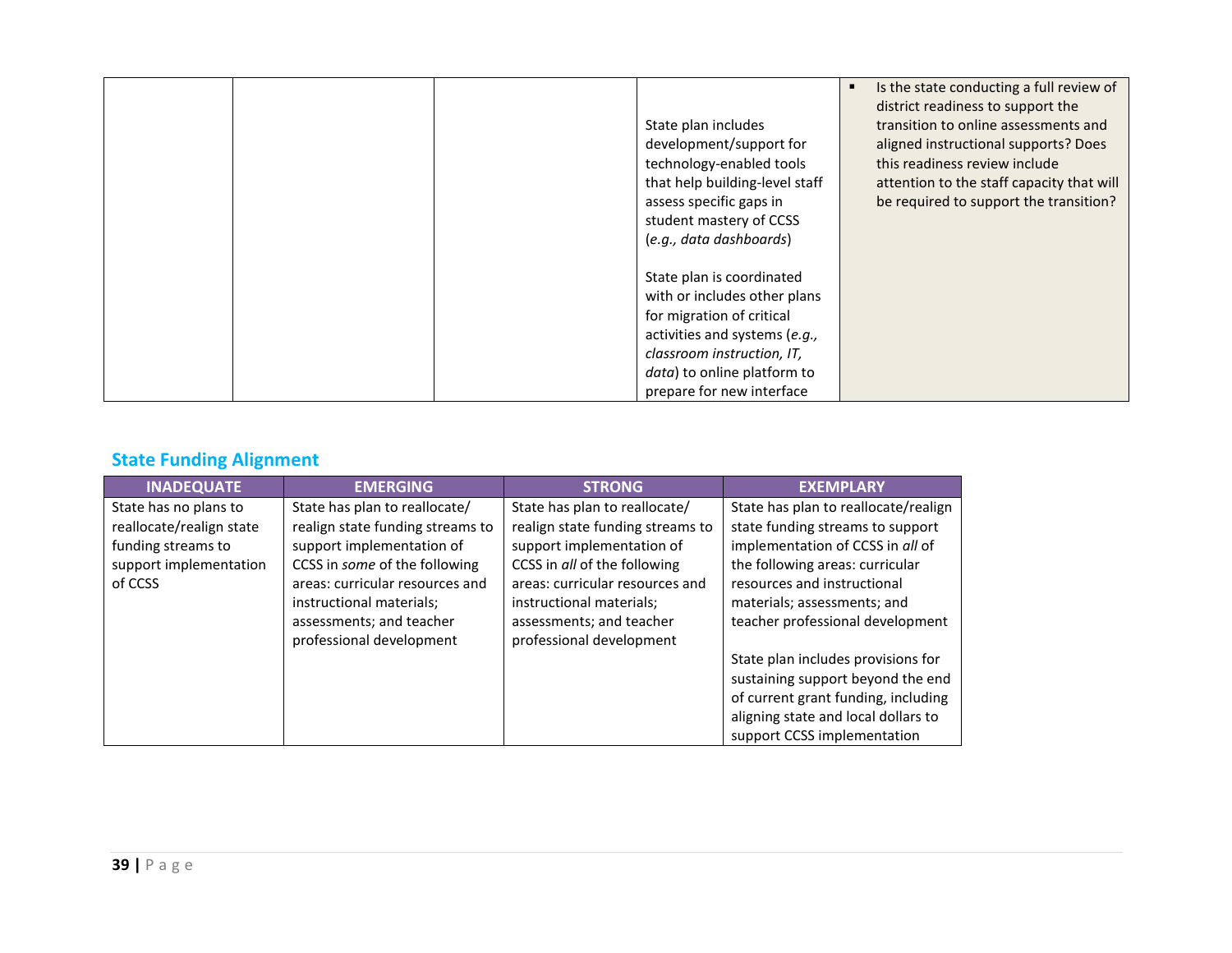| | | | | |
|---|---|---|---|---|
| | | | State plan includes development/support for technology-enabled tools that help building-level staff assess specific gaps in student mastery of CCSS (*e.g., data dashboards*)<br><br>State plan is coordinated with or includes other plans for migration of critical activities and systems (*e.g., classroom instruction, IT, data*) to online platform to prepare for new interface | ▪ Is the state conducting a full review of district readiness to support the transition to online assessments and aligned instructional supports? Does this readiness review include attention to the staff capacity that will be required to support the transition? |

## State Funding Alignment

| INADEQUATE | EMERGING | STRONG | EXEMPLARY |
|---|---|---|---|
| State has no plans to reallocate/realign state funding streams to support implementation of CCSS | State has plan to reallocate/realign state funding streams to support implementation of CCSS in *some* of the following areas: curricular resources and instructional materials; assessments; and teacher professional development | State has plan to reallocate/realign state funding streams to support implementation of CCSS in *all* of the following areas: curricular resources and instructional materials; assessments; and teacher professional development | State has plan to reallocate/realign state funding streams to support implementation of CCSS in *all* of the following areas: curricular resources and instructional materials; assessments; and teacher professional development<br><br>State plan includes provisions for sustaining support beyond the end of current grant funding, including aligning state and local dollars to support CCSS implementation |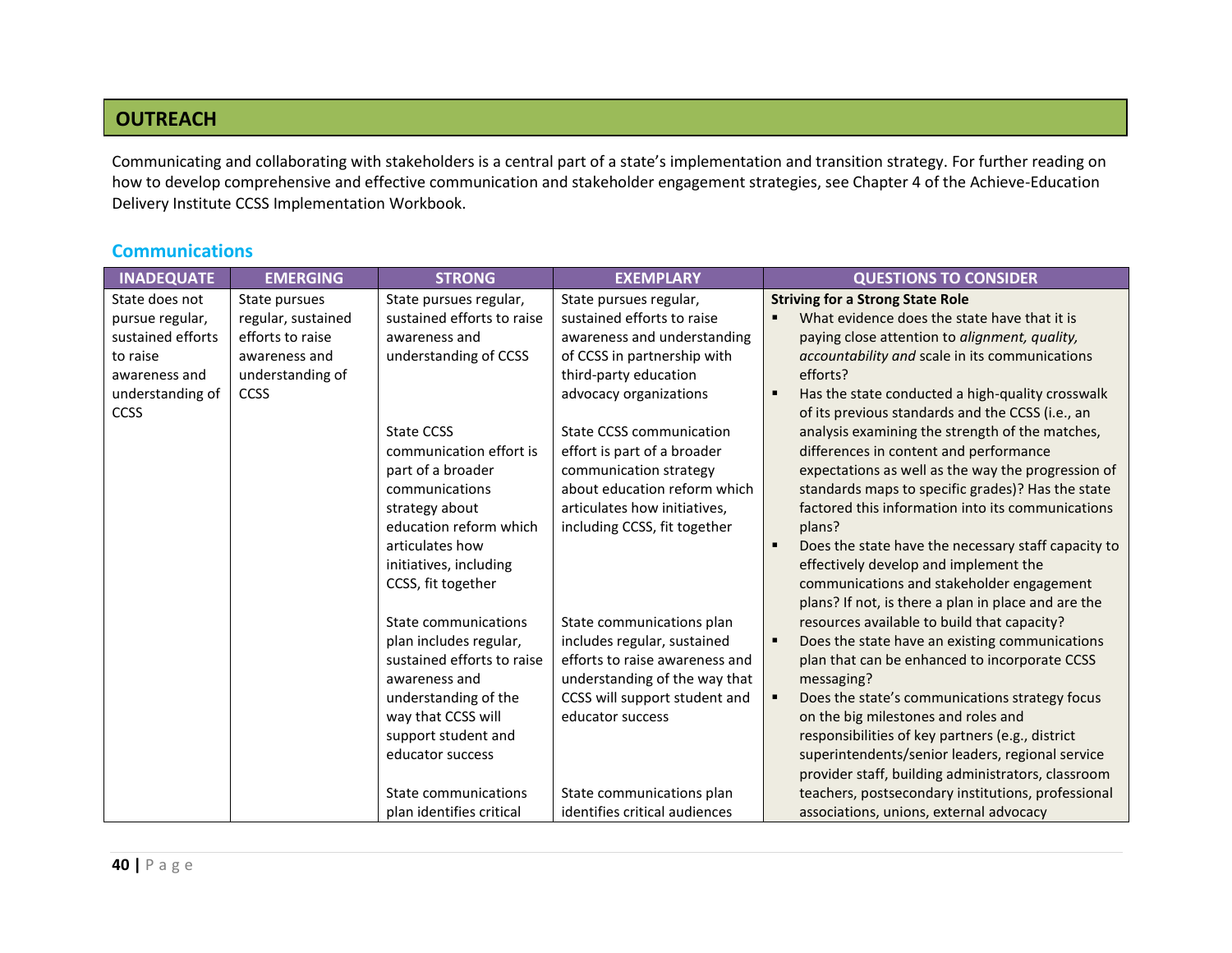## OUTREACH

Communicating and collaborating with stakeholders is a central part of a state's implementation and transition strategy. For further reading on how to develop comprehensive and effective communication and stakeholder engagement strategies, see Chapter 4 of the Achieve-Education Delivery Institute CCSS Implementation Workbook.

### Communications

| INADEQUATE | EMERGING | STRONG | EXEMPLARY | QUESTIONS TO CONSIDER |
|---|---|---|---|---|
| State does not pursue regular, sustained efforts to raise awareness and understanding of CCSS | State pursues regular, sustained efforts to raise awareness and understanding of CCSS | State pursues regular, sustained efforts to raise awareness and understanding of CCSS<br><br>State CCSS communication effort is part of a broader communications strategy about education reform which articulates how initiatives, including CCSS, fit together<br><br>State communications plan includes regular, sustained efforts to raise awareness and understanding of the way that CCSS will support student and educator success<br><br>State communications plan identifies critical | State pursues regular, sustained efforts to raise awareness and understanding of CCSS in partnership with third-party education advocacy organizations<br><br>State CCSS communication effort is part of a broader communication strategy about education reform which articulates how initiatives, including CCSS, fit together<br><br>State communications plan includes regular, sustained efforts to raise awareness and understanding of the way that CCSS will support student and educator success<br><br>State communications plan identifies critical audiences | **Striving for a Strong State Role**<br>▪ What evidence does the state have that it is paying close attention to *alignment, quality, accountability and* scale in its communications efforts?<br>▪ Has the state conducted a high-quality crosswalk of its previous standards and the CCSS (i.e., an analysis examining the strength of the matches, differences in content and performance expectations as well as the way the progression of standards maps to specific grades)? Has the state factored this information into its communications plans?<br>▪ Does the state have the necessary staff capacity to effectively develop and implement the communications and stakeholder engagement plans? If not, is there a plan in place and are the resources available to build that capacity?<br>▪ Does the state have an existing communications plan that can be enhanced to incorporate CCSS messaging?<br>▪ Does the state's communications strategy focus on the big milestones and roles and responsibilities of key partners (e.g., district superintendents/senior leaders, regional service provider staff, building administrators, classroom teachers, postsecondary institutions, professional associations, unions, external advocacy |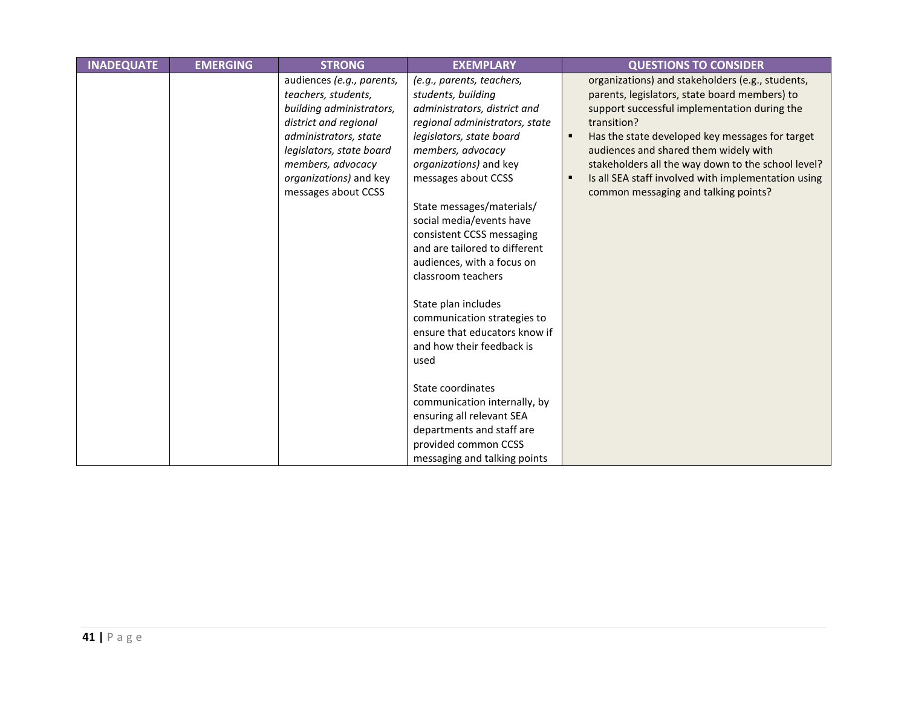| INADEQUATE | EMERGING | STRONG | EXEMPLARY | QUESTIONS TO CONSIDER |
|---|---|---|---|---|
| | | audiences *(e.g., parents, teachers, students, building administrators, district and regional administrators, state legislators, state board members, advocacy organizations)* and key messages about CCSS | *(e.g., parents, teachers, students, building administrators, district and regional administrators, state legislators, state board members, advocacy organizations)* and key messages about CCSS<br><br>State messages/materials/ social media/events have consistent CCSS messaging and are tailored to different audiences, with a focus on classroom teachers<br><br>State plan includes communication strategies to ensure that educators know if and how their feedback is used<br><br>State coordinates communication internally, by ensuring all relevant SEA departments and staff are provided common CCSS messaging and talking points | organizations) and stakeholders (e.g., students, parents, legislators, state board members) to support successful implementation during the transition?<br>▪ Has the state developed key messages for target audiences and shared them widely with stakeholders all the way down to the school level?<br>▪ Is all SEA staff involved with implementation using common messaging and talking points? |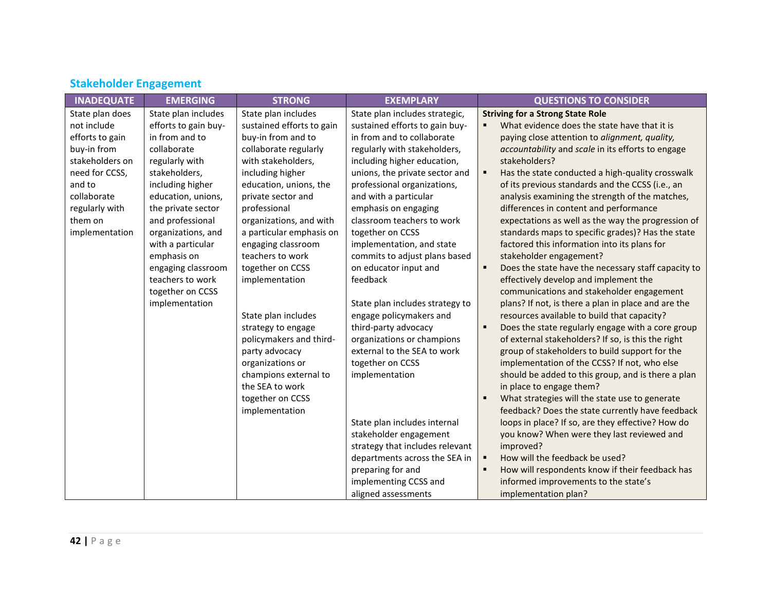## Stakeholder Engagement

| INADEQUATE | EMERGING | STRONG | EXEMPLARY | QUESTIONS TO CONSIDER |
|---|---|---|---|---|
| State plan does not include efforts to gain buy-in from stakeholders on need for CCSS, and to collaborate regularly with them on implementation | State plan includes efforts to gain buy-in from and to collaborate regularly with stakeholders, including higher education, unions, the private sector and professional organizations, and with a particular emphasis on engaging classroom teachers to work together on CCSS implementation | State plan includes sustained efforts to gain buy-in from and to collaborate regularly with stakeholders, including higher education, unions, the private sector and professional organizations, and with a particular emphasis on engaging classroom teachers to work together on CCSS implementation<br><br>State plan includes strategy to engage policymakers and third-party advocacy organizations or champions external to the SEA to work together on CCSS implementation | State plan includes strategic, sustained efforts to gain buy-in from and to collaborate regularly with stakeholders, including higher education, unions, the private sector and professional organizations, and with a particular emphasis on engaging classroom teachers to work together on CCSS implementation, and state commits to adjust plans based on educator input and feedback<br><br>State plan includes strategy to engage policymakers and third-party advocacy organizations or champions external to the SEA to work together on CCSS implementation<br><br>State plan includes internal stakeholder engagement strategy that includes relevant departments across the SEA in preparing for and implementing CCSS and aligned assessments | **Striving for a Strong State Role**<br>▪ What evidence does the state have that it is paying close attention to *alignment, quality, accountability* and *scale* in its efforts to engage stakeholders?<br>▪ Has the state conducted a high-quality crosswalk of its previous standards and the CCSS (i.e., an analysis examining the strength of the matches, differences in content and performance expectations as well as the way the progression of standards maps to specific grades)? Has the state factored this information into its plans for stakeholder engagement?<br>▪ Does the state have the necessary staff capacity to effectively develop and implement the communications and stakeholder engagement plans? If not, is there a plan in place and are the resources available to build that capacity?<br>▪ Does the state regularly engage with a core group of external stakeholders? If so, is this the right group of stakeholders to build support for the implementation of the CCSS? If not, who else should be added to this group, and is there a plan in place to engage them?<br>▪ What strategies will the state use to generate feedback? Does the state currently have feedback loops in place? If so, are they effective? How do you know? When were they last reviewed and improved?<br>▪ How will the feedback be used?<br>▪ How will respondents know if their feedback has informed improvements to the state's implementation plan? |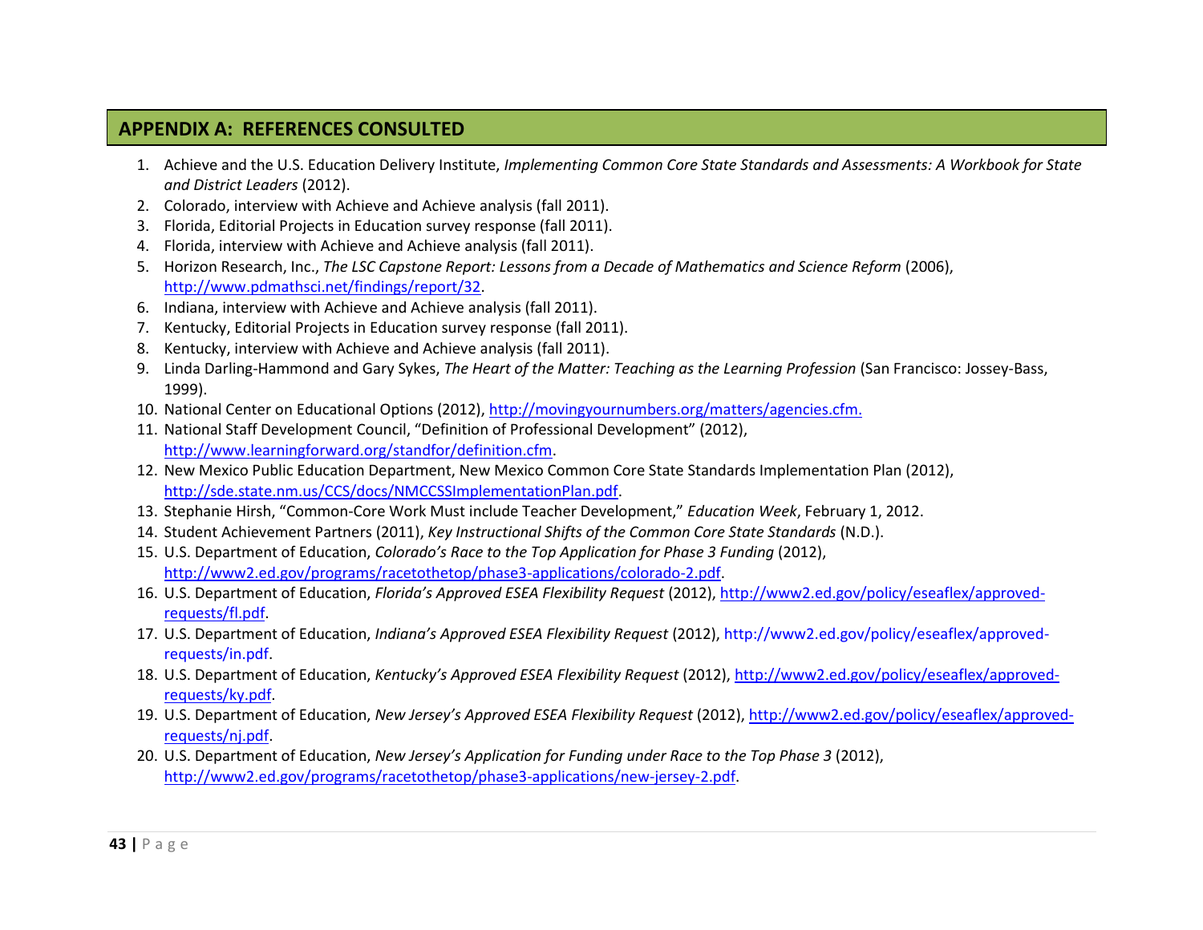## APPENDIX A: REFERENCES CONSULTED

1. Achieve and the U.S. Education Delivery Institute, *Implementing Common Core State Standards and Assessments: A Workbook for State and District Leaders* (2012).
2. Colorado, interview with Achieve and Achieve analysis (fall 2011).
3. Florida, Editorial Projects in Education survey response (fall 2011).
4. Florida, interview with Achieve and Achieve analysis (fall 2011).
5. Horizon Research, Inc., *The LSC Capstone Report: Lessons from a Decade of Mathematics and Science Reform* (2006), http://www.pdmathsci.net/findings/report/32.
6. Indiana, interview with Achieve and Achieve analysis (fall 2011).
7. Kentucky, Editorial Projects in Education survey response (fall 2011).
8. Kentucky, interview with Achieve and Achieve analysis (fall 2011).
9. Linda Darling-Hammond and Gary Sykes, *The Heart of the Matter: Teaching as the Learning Profession* (San Francisco: Jossey-Bass, 1999).
10. National Center on Educational Options (2012), http://movingyournumbers.org/matters/agencies.cfm.
11. National Staff Development Council, "Definition of Professional Development" (2012), http://www.learningforward.org/standfor/definition.cfm.
12. New Mexico Public Education Department, New Mexico Common Core State Standards Implementation Plan (2012), http://sde.state.nm.us/CCS/docs/NMCCSSImplementationPlan.pdf.
13. Stephanie Hirsh, "Common-Core Work Must include Teacher Development," *Education Week*, February 1, 2012.
14. Student Achievement Partners (2011), *Key Instructional Shifts of the Common Core State Standards* (N.D.).
15. U.S. Department of Education, *Colorado's Race to the Top Application for Phase 3 Funding* (2012), http://www2.ed.gov/programs/racetothetop/phase3-applications/colorado-2.pdf.
16. U.S. Department of Education, *Florida's Approved ESEA Flexibility Request* (2012), http://www2.ed.gov/policy/eseaflex/approved-requests/fl.pdf.
17. U.S. Department of Education, *Indiana's Approved ESEA Flexibility Request* (2012), http://www2.ed.gov/policy/eseaflex/approved-requests/in.pdf.
18. U.S. Department of Education, *Kentucky's Approved ESEA Flexibility Request* (2012), http://www2.ed.gov/policy/eseaflex/approved-requests/ky.pdf.
19. U.S. Department of Education, *New Jersey's Approved ESEA Flexibility Request* (2012), http://www2.ed.gov/policy/eseaflex/approved-requests/nj.pdf.
20. U.S. Department of Education, *New Jersey's Application for Funding under Race to the Top Phase 3* (2012), http://www2.ed.gov/programs/racetothetop/phase3-applications/new-jersey-2.pdf.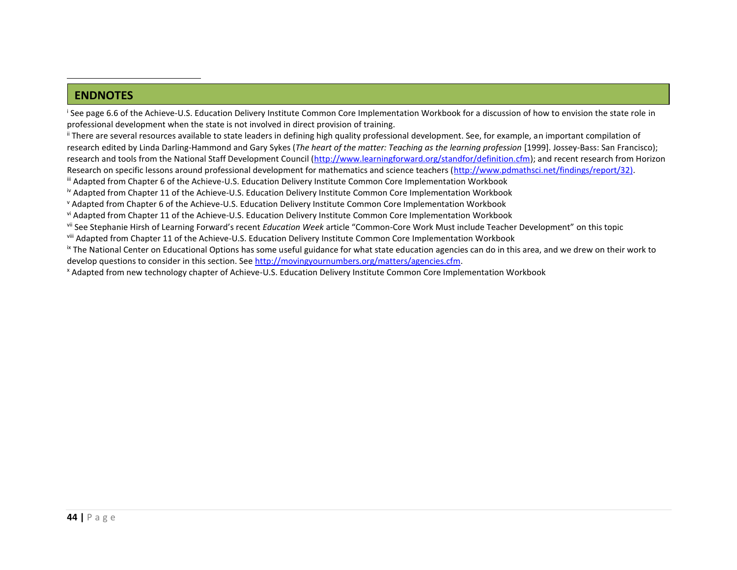## ENDNOTES

[i] See page 6.6 of the Achieve-U.S. Education Delivery Institute Common Core Implementation Workbook for a discussion of how to envision the state role in professional development when the state is not involved in direct provision of training.

[ii] There are several resources available to state leaders in defining high quality professional development. See, for example, an important compilation of research edited by Linda Darling-Hammond and Gary Sykes (*The heart of the matter: Teaching as the learning profession* [1999]. Jossey-Bass: San Francisco); research and tools from the National Staff Development Council (http://www.learningforward.org/standfor/definition.cfm); and recent research from Horizon Research on specific lessons around professional development for mathematics and science teachers (http://www.pdmathsci.net/findings/report/32).

[iii] Adapted from Chapter 6 of the Achieve-U.S. Education Delivery Institute Common Core Implementation Workbook

[iv] Adapted from Chapter 11 of the Achieve-U.S. Education Delivery Institute Common Core Implementation Workbook

[v] Adapted from Chapter 6 of the Achieve-U.S. Education Delivery Institute Common Core Implementation Workbook

[vi] Adapted from Chapter 11 of the Achieve-U.S. Education Delivery Institute Common Core Implementation Workbook

[vii] See Stephanie Hirsh of Learning Forward's recent *Education Week* article "Common-Core Work Must include Teacher Development" on this topic

[viii] Adapted from Chapter 11 of the Achieve-U.S. Education Delivery Institute Common Core Implementation Workbook

[ix] The National Center on Educational Options has some useful guidance for what state education agencies can do in this area, and we drew on their work to develop questions to consider in this section. See http://movingyournumbers.org/matters/agencies.cfm.

[x] Adapted from new technology chapter of Achieve-U.S. Education Delivery Institute Common Core Implementation Workbook